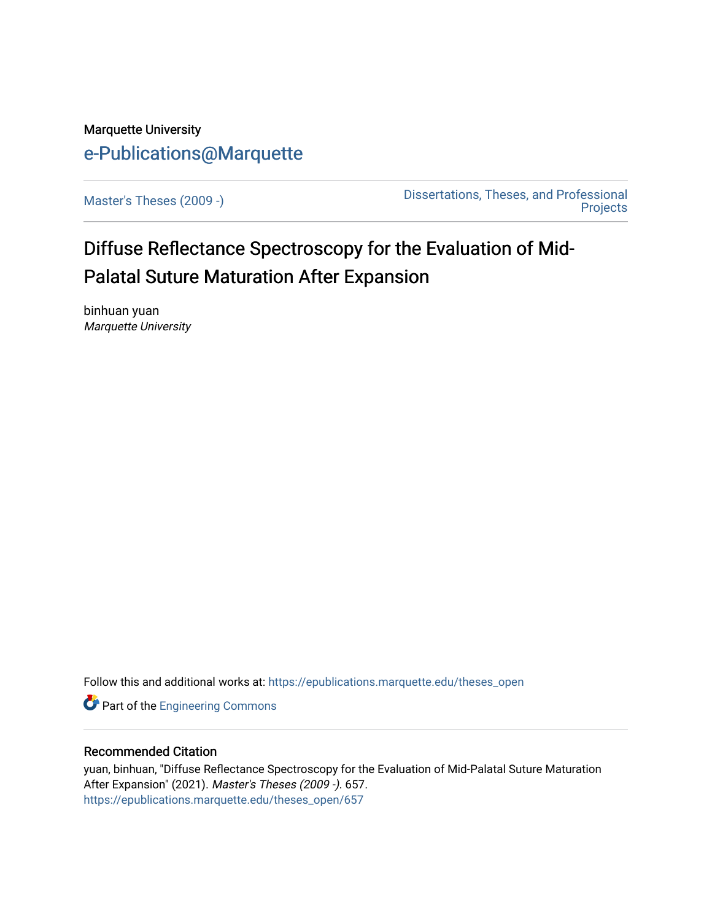Marquette University

e-Publications@Marquette

Master's Theses (2009 -)

Dissertations, Theses, and Professional Projects

# Diffuse Reflectance Spectroscopy for the Evaluation of Mid-Palatal Suture Maturation After Expansion

binhuan yuan

*Marquette University*

Follow this and additional works at: https://epublications.marquette.edu/theses_open

Part of the Engineering Commons

## Recommended Citation

yuan, binhuan, "Diffuse Reflectance Spectroscopy for the Evaluation of Mid-Palatal Suture Maturation After Expansion" (2021). *Master's Theses (2009 -)*. 657.
https://epublications.marquette.edu/theses_open/657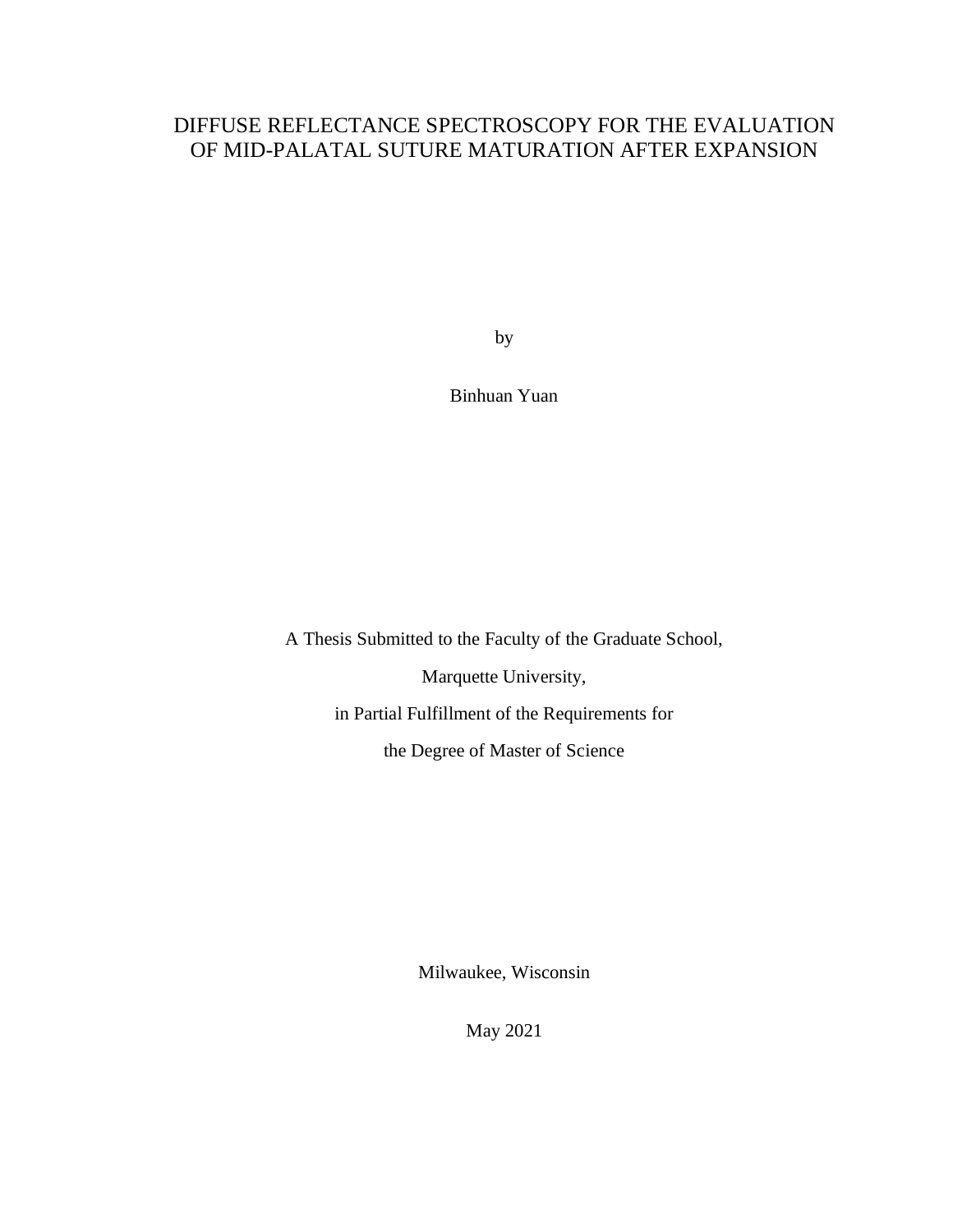# DIFFUSE REFLECTANCE SPECTROSCOPY FOR THE EVALUATION OF MID-PALATAL SUTURE MATURATION AFTER EXPANSION

by

Binhuan Yuan

A Thesis Submitted to the Faculty of the Graduate School,

Marquette University,

in Partial Fulfillment of the Requirements for

the Degree of Master of Science

Milwaukee, Wisconsin

May 2021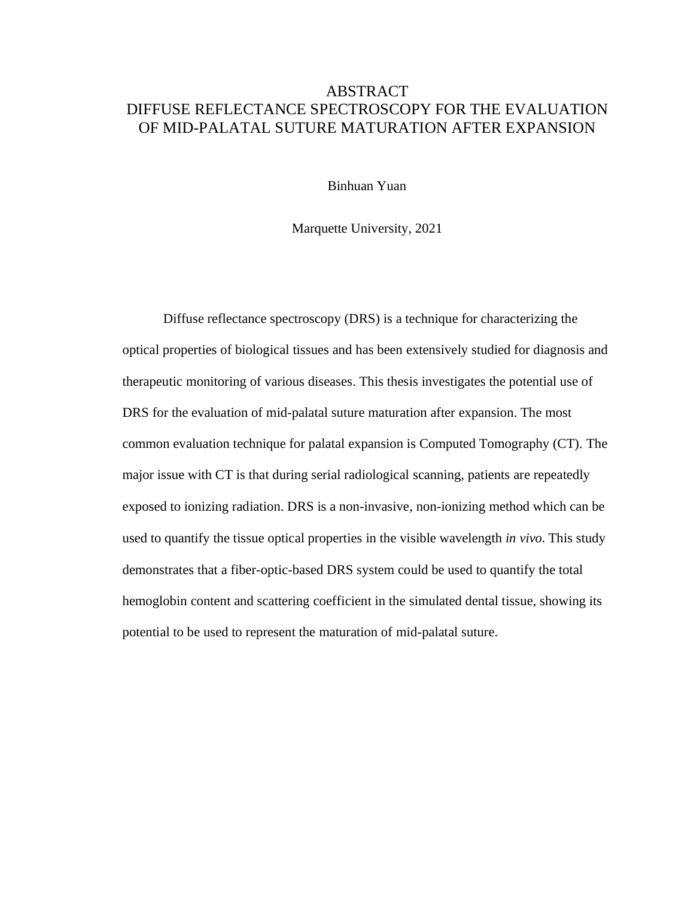# ABSTRACT
# DIFFUSE REFLECTANCE SPECTROSCOPY FOR THE EVALUATION OF MID-PALATAL SUTURE MATURATION AFTER EXPANSION

Binhuan Yuan

Marquette University, 2021

Diffuse reflectance spectroscopy (DRS) is a technique for characterizing the optical properties of biological tissues and has been extensively studied for diagnosis and therapeutic monitoring of various diseases. This thesis investigates the potential use of DRS for the evaluation of mid-palatal suture maturation after expansion. The most common evaluation technique for palatal expansion is Computed Tomography (CT). The major issue with CT is that during serial radiological scanning, patients are repeatedly exposed to ionizing radiation. DRS is a non-invasive, non-ionizing method which can be used to quantify the tissue optical properties in the visible wavelength *in vivo.* This study demonstrates that a fiber-optic-based DRS system could be used to quantify the total hemoglobin content and scattering coefficient in the simulated dental tissue, showing its potential to be used to represent the maturation of mid-palatal suture.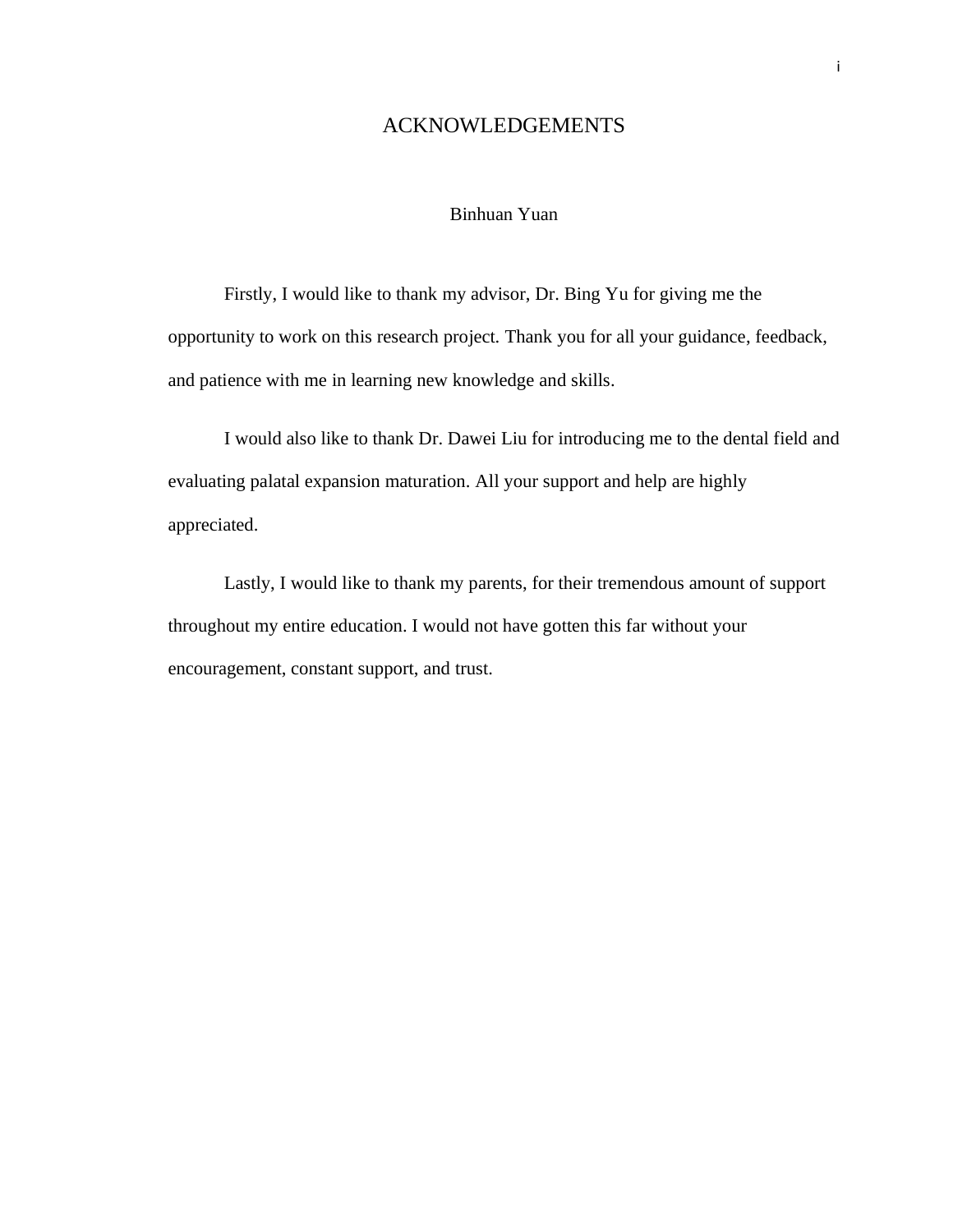# ACKNOWLEDGEMENTS

Binhuan Yuan

Firstly, I would like to thank my advisor, Dr. Bing Yu for giving me the opportunity to work on this research project. Thank you for all your guidance, feedback, and patience with me in learning new knowledge and skills.

I would also like to thank Dr. Dawei Liu for introducing me to the dental field and evaluating palatal expansion maturation. All your support and help are highly appreciated.

Lastly, I would like to thank my parents, for their tremendous amount of support throughout my entire education. I would not have gotten this far without your encouragement, constant support, and trust.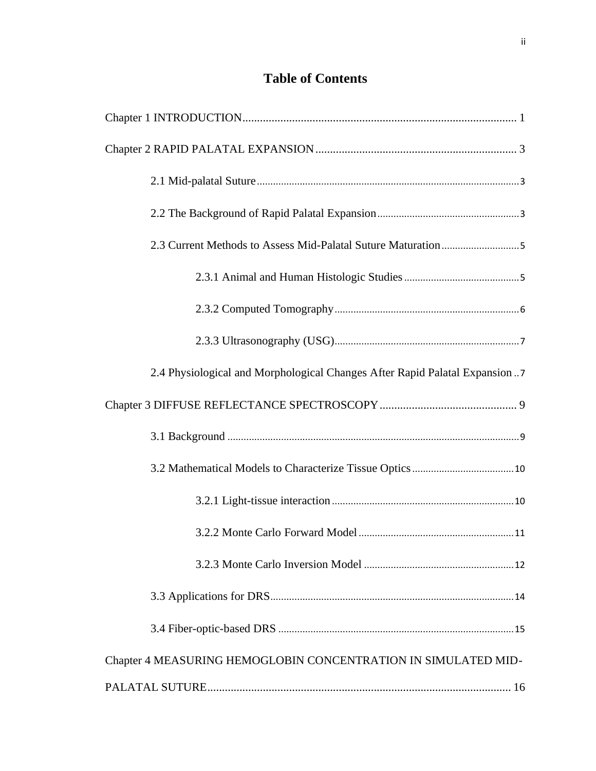# Table of Contents

Chapter 1 INTRODUCTION .......... 1

Chapter 2 RAPID PALATAL EXPANSION .......... 3

- 2.1 Mid-palatal Suture .......... 3
- 2.2 The Background of Rapid Palatal Expansion .......... 3
- 2.3 Current Methods to Assess Mid-Palatal Suture Maturation .......... 5
  - 2.3.1 Animal and Human Histologic Studies .......... 5
  - 2.3.2 Computed Tomography .......... 6
  - 2.3.3 Ultrasonography (USG) .......... 7
- 2.4 Physiological and Morphological Changes After Rapid Palatal Expansion .......... 7

Chapter 3 DIFFUSE REFLECTANCE SPECTROSCOPY .......... 9

- 3.1 Background .......... 9
- 3.2 Mathematical Models to Characterize Tissue Optics .......... 10
  - 3.2.1 Light-tissue interaction .......... 10
  - 3.2.2 Monte Carlo Forward Model .......... 11
  - 3.2.3 Monte Carlo Inversion Model .......... 12
- 3.3 Applications for DRS .......... 14
- 3.4 Fiber-optic-based DRS .......... 15

Chapter 4 MEASURING HEMOGLOBIN CONCENTRATION IN SIMULATED MID-PALATAL SUTURE .......... 16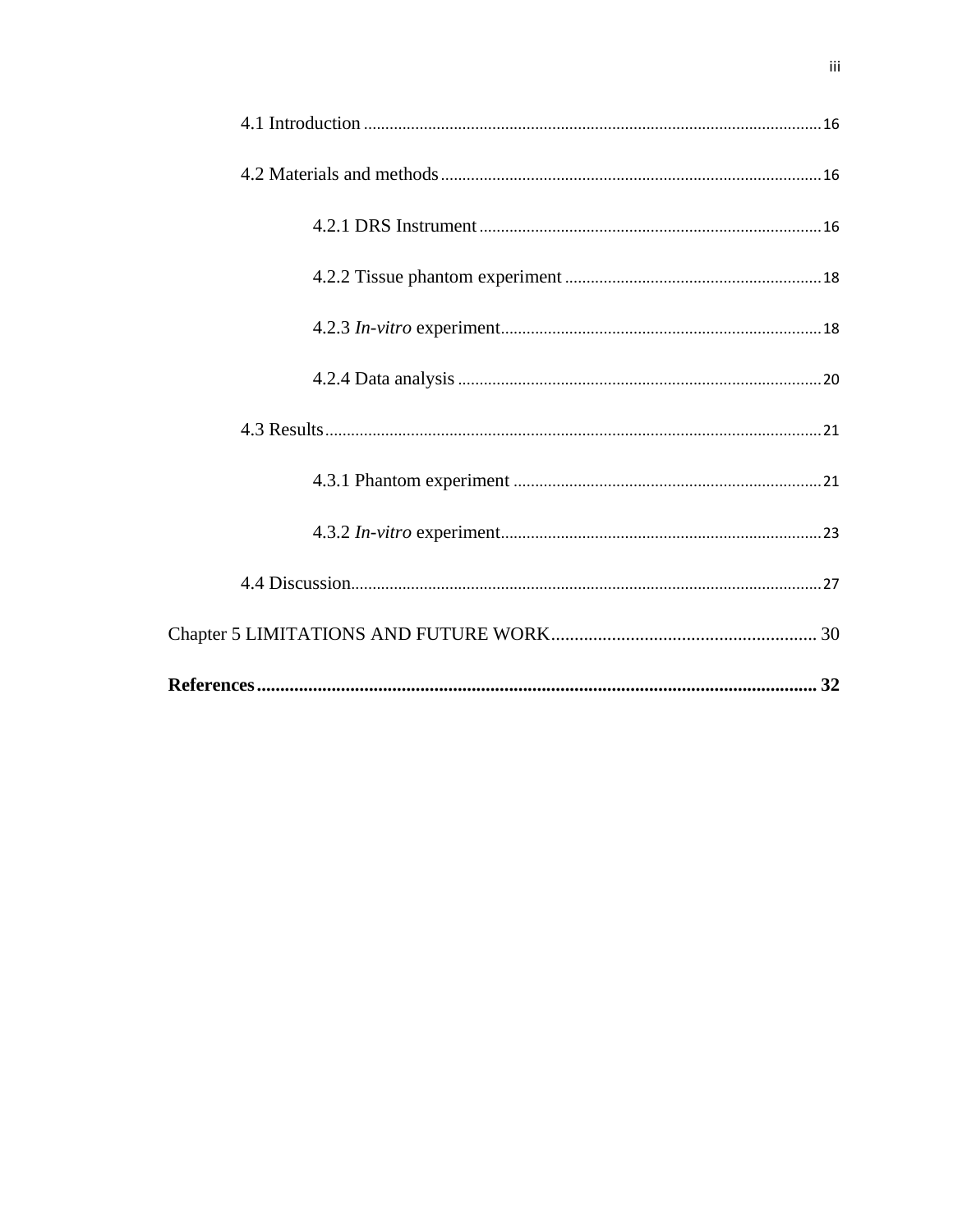4.1 Introduction ........................................................................................................16

4.2 Materials and methods ........................................................................................16

4.2.1 DRS Instrument ...............................................................................16

4.2.2 Tissue phantom experiment ...........................................................18

4.2.3 *In-vitro* experiment..........................................................................18

4.2.4 Data analysis ....................................................................................20

4.3 Results..................................................................................................................21

4.3.1 Phantom experiment .......................................................................21

4.3.2 *In-vitro* experiment..........................................................................23

4.4 Discussion............................................................................................................27

Chapter 5 LIMITATIONS AND FUTURE WORK......................................................... 30

**References........................................................................................................................ 32**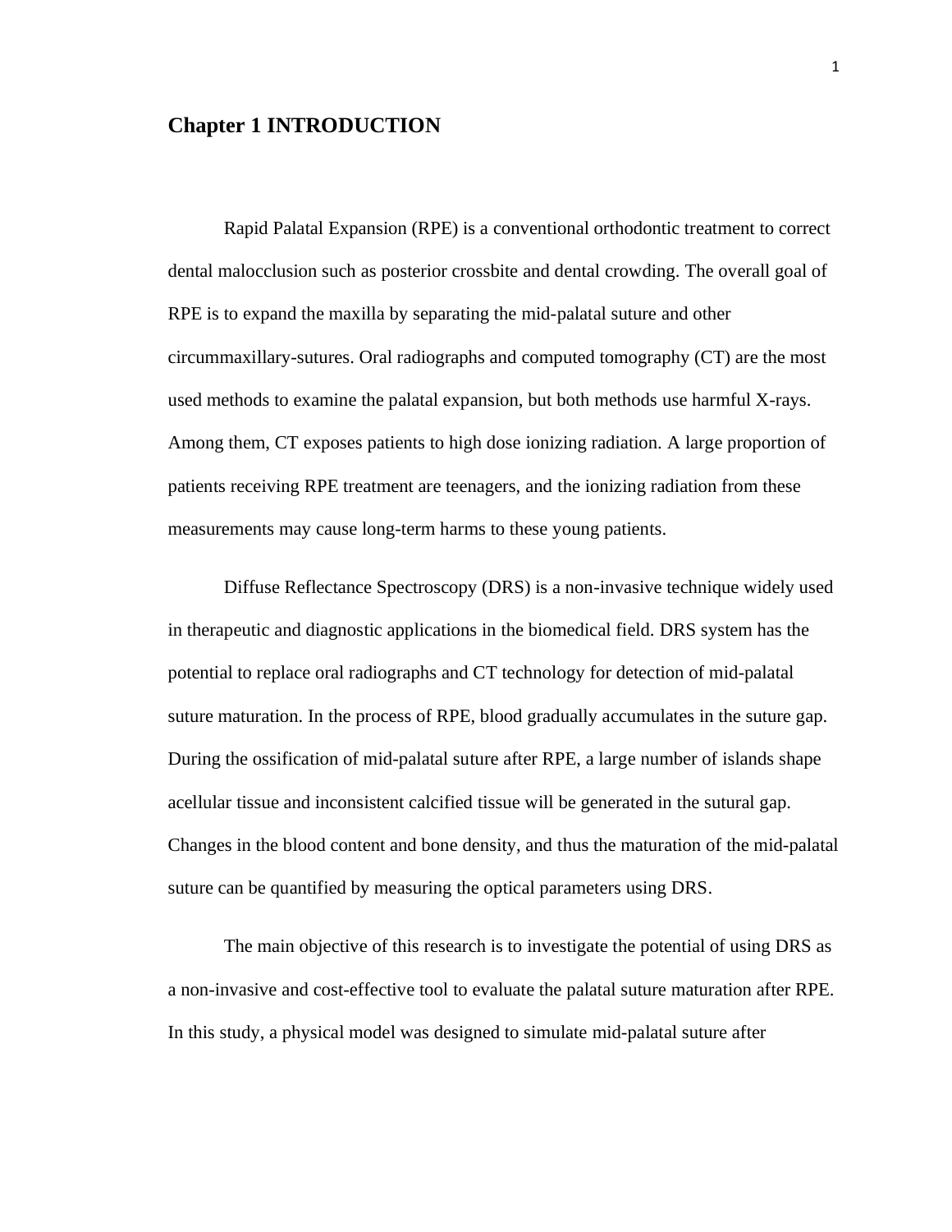# Chapter 1 INTRODUCTION

Rapid Palatal Expansion (RPE) is a conventional orthodontic treatment to correct dental malocclusion such as posterior crossbite and dental crowding. The overall goal of RPE is to expand the maxilla by separating the mid-palatal suture and other circummaxillary-sutures. Oral radiographs and computed tomography (CT) are the most used methods to examine the palatal expansion, but both methods use harmful X-rays. Among them, CT exposes patients to high dose ionizing radiation. A large proportion of patients receiving RPE treatment are teenagers, and the ionizing radiation from these measurements may cause long-term harms to these young patients.

Diffuse Reflectance Spectroscopy (DRS) is a non-invasive technique widely used in therapeutic and diagnostic applications in the biomedical field. DRS system has the potential to replace oral radiographs and CT technology for detection of mid-palatal suture maturation. In the process of RPE, blood gradually accumulates in the suture gap. During the ossification of mid-palatal suture after RPE, a large number of islands shape acellular tissue and inconsistent calcified tissue will be generated in the sutural gap. Changes in the blood content and bone density, and thus the maturation of the mid-palatal suture can be quantified by measuring the optical parameters using DRS.

The main objective of this research is to investigate the potential of using DRS as a non-invasive and cost-effective tool to evaluate the palatal suture maturation after RPE. In this study, a physical model was designed to simulate mid-palatal suture after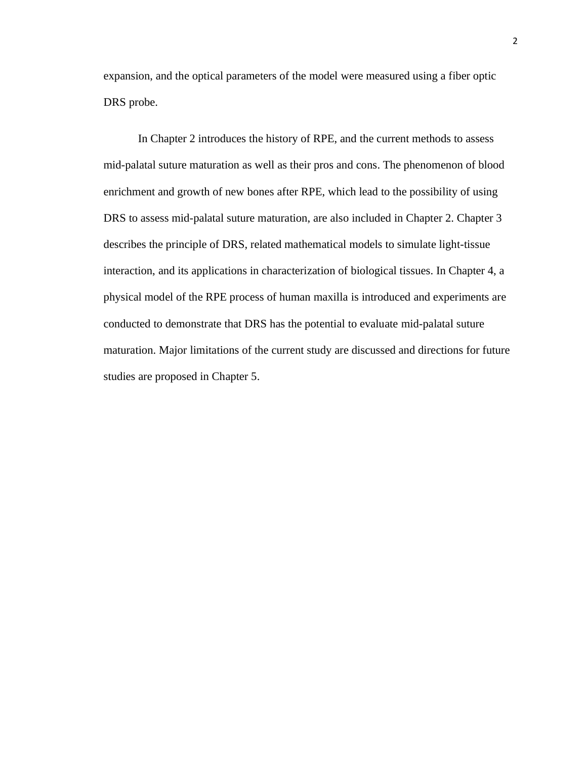expansion, and the optical parameters of the model were measured using a fiber optic DRS probe.

In Chapter 2 introduces the history of RPE, and the current methods to assess mid-palatal suture maturation as well as their pros and cons. The phenomenon of blood enrichment and growth of new bones after RPE, which lead to the possibility of using DRS to assess mid-palatal suture maturation, are also included in Chapter 2. Chapter 3 describes the principle of DRS, related mathematical models to simulate light-tissue interaction, and its applications in characterization of biological tissues. In Chapter 4, a physical model of the RPE process of human maxilla is introduced and experiments are conducted to demonstrate that DRS has the potential to evaluate mid-palatal suture maturation. Major limitations of the current study are discussed and directions for future studies are proposed in Chapter 5.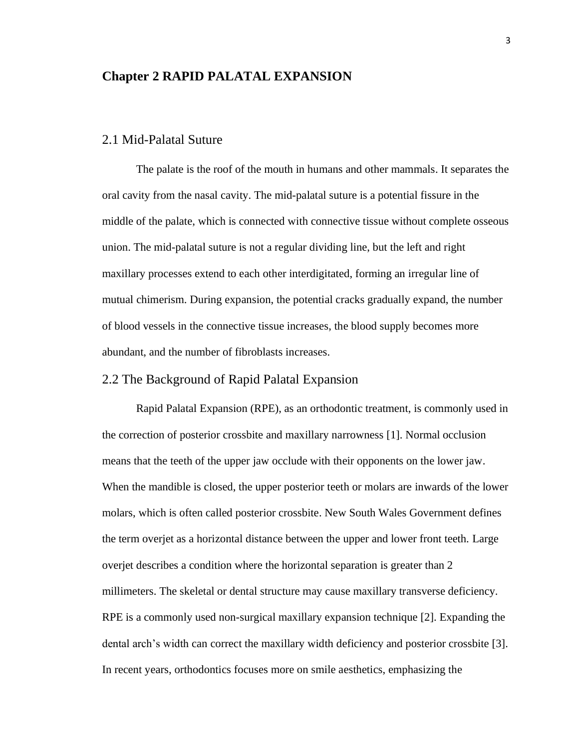# Chapter 2 RAPID PALATAL EXPANSION

## 2.1 Mid-Palatal Suture

The palate is the roof of the mouth in humans and other mammals. It separates the oral cavity from the nasal cavity. The mid-palatal suture is a potential fissure in the middle of the palate, which is connected with connective tissue without complete osseous union. The mid-palatal suture is not a regular dividing line, but the left and right maxillary processes extend to each other interdigitated, forming an irregular line of mutual chimerism. During expansion, the potential cracks gradually expand, the number of blood vessels in the connective tissue increases, the blood supply becomes more abundant, and the number of fibroblasts increases.

## 2.2 The Background of Rapid Palatal Expansion

Rapid Palatal Expansion (RPE), as an orthodontic treatment, is commonly used in the correction of posterior crossbite and maxillary narrowness [1]. Normal occlusion means that the teeth of the upper jaw occlude with their opponents on the lower jaw. When the mandible is closed, the upper posterior teeth or molars are inwards of the lower molars, which is often called posterior crossbite. New South Wales Government defines the term overjet as a horizontal distance between the upper and lower front teeth. Large overjet describes a condition where the horizontal separation is greater than 2 millimeters. The skeletal or dental structure may cause maxillary transverse deficiency. RPE is a commonly used non-surgical maxillary expansion technique [2]. Expanding the dental arch's width can correct the maxillary width deficiency and posterior crossbite [3]. In recent years, orthodontics focuses more on smile aesthetics, emphasizing the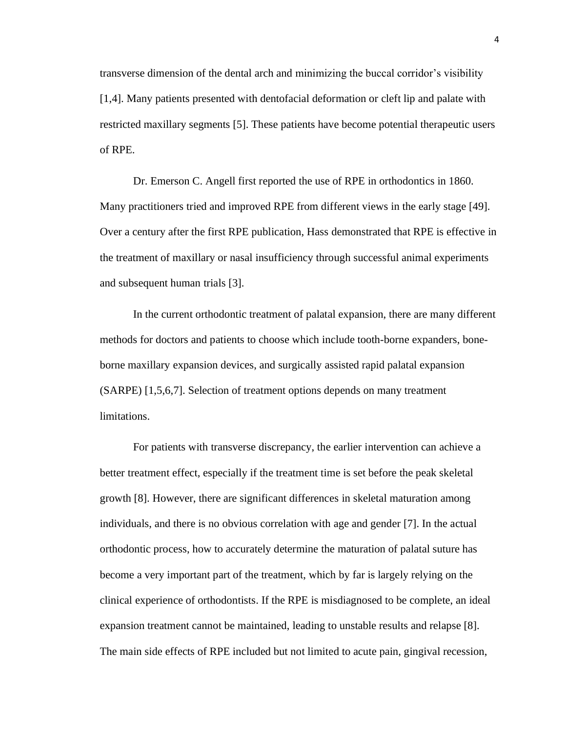transverse dimension of the dental arch and minimizing the buccal corridor's visibility [1,4]. Many patients presented with dentofacial deformation or cleft lip and palate with restricted maxillary segments [5]. These patients have become potential therapeutic users of RPE.

Dr. Emerson C. Angell first reported the use of RPE in orthodontics in 1860. Many practitioners tried and improved RPE from different views in the early stage [49]. Over a century after the first RPE publication, Hass demonstrated that RPE is effective in the treatment of maxillary or nasal insufficiency through successful animal experiments and subsequent human trials [3].

In the current orthodontic treatment of palatal expansion, there are many different methods for doctors and patients to choose which include tooth-borne expanders, bone-borne maxillary expansion devices, and surgically assisted rapid palatal expansion (SARPE) [1,5,6,7]. Selection of treatment options depends on many treatment limitations.

For patients with transverse discrepancy, the earlier intervention can achieve a better treatment effect, especially if the treatment time is set before the peak skeletal growth [8]. However, there are significant differences in skeletal maturation among individuals, and there is no obvious correlation with age and gender [7]. In the actual orthodontic process, how to accurately determine the maturation of palatal suture has become a very important part of the treatment, which by far is largely relying on the clinical experience of orthodontists. If the RPE is misdiagnosed to be complete, an ideal expansion treatment cannot be maintained, leading to unstable results and relapse [8]. The main side effects of RPE included but not limited to acute pain, gingival recession,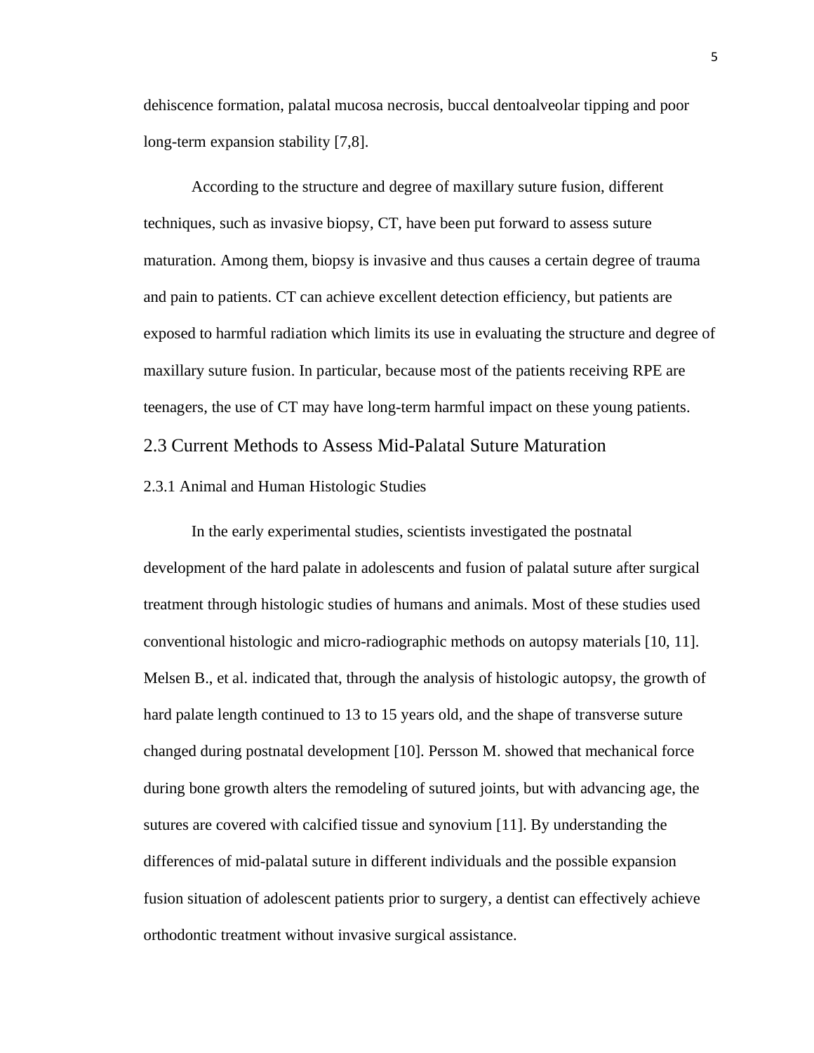dehiscence formation, palatal mucosa necrosis, buccal dentoalveolar tipping and poor long-term expansion stability [7,8].

According to the structure and degree of maxillary suture fusion, different techniques, such as invasive biopsy, CT, have been put forward to assess suture maturation. Among them, biopsy is invasive and thus causes a certain degree of trauma and pain to patients. CT can achieve excellent detection efficiency, but patients are exposed to harmful radiation which limits its use in evaluating the structure and degree of maxillary suture fusion. In particular, because most of the patients receiving RPE are teenagers, the use of CT may have long-term harmful impact on these young patients.

## 2.3 Current Methods to Assess Mid-Palatal Suture Maturation

### 2.3.1 Animal and Human Histologic Studies

In the early experimental studies, scientists investigated the postnatal development of the hard palate in adolescents and fusion of palatal suture after surgical treatment through histologic studies of humans and animals. Most of these studies used conventional histologic and micro-radiographic methods on autopsy materials [10, 11]. Melsen B., et al. indicated that, through the analysis of histologic autopsy, the growth of hard palate length continued to 13 to 15 years old, and the shape of transverse suture changed during postnatal development [10]. Persson M. showed that mechanical force during bone growth alters the remodeling of sutured joints, but with advancing age, the sutures are covered with calcified tissue and synovium [11]. By understanding the differences of mid-palatal suture in different individuals and the possible expansion fusion situation of adolescent patients prior to surgery, a dentist can effectively achieve orthodontic treatment without invasive surgical assistance.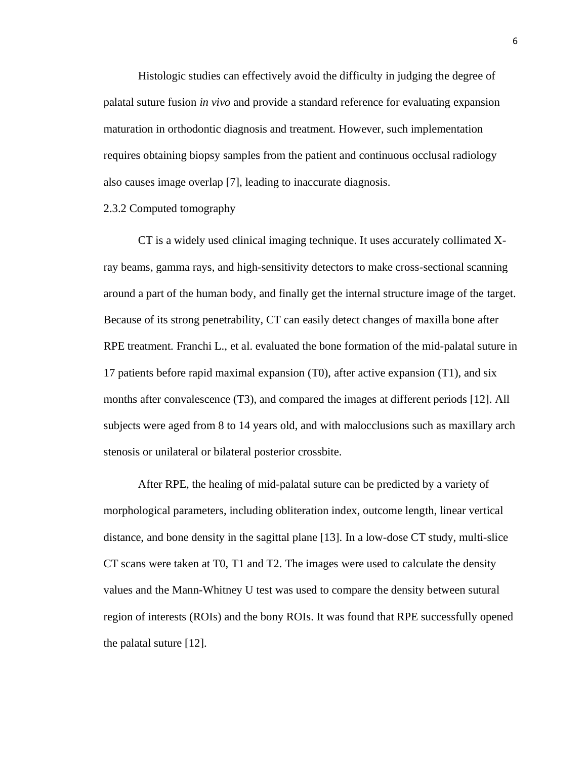Histologic studies can effectively avoid the difficulty in judging the degree of palatal suture fusion *in vivo* and provide a standard reference for evaluating expansion maturation in orthodontic diagnosis and treatment. However, such implementation requires obtaining biopsy samples from the patient and continuous occlusal radiology also causes image overlap [7], leading to inaccurate diagnosis.

### 2.3.2 Computed tomography

CT is a widely used clinical imaging technique. It uses accurately collimated X-ray beams, gamma rays, and high-sensitivity detectors to make cross-sectional scanning around a part of the human body, and finally get the internal structure image of the target. Because of its strong penetrability, CT can easily detect changes of maxilla bone after RPE treatment. Franchi L., et al. evaluated the bone formation of the mid-palatal suture in 17 patients before rapid maximal expansion (T0), after active expansion (T1), and six months after convalescence (T3), and compared the images at different periods [12]. All subjects were aged from 8 to 14 years old, and with malocclusions such as maxillary arch stenosis or unilateral or bilateral posterior crossbite.

After RPE, the healing of mid-palatal suture can be predicted by a variety of morphological parameters, including obliteration index, outcome length, linear vertical distance, and bone density in the sagittal plane [13]. In a low-dose CT study, multi-slice CT scans were taken at T0, T1 and T2. The images were used to calculate the density values and the Mann-Whitney U test was used to compare the density between sutural region of interests (ROIs) and the bony ROIs. It was found that RPE successfully opened the palatal suture [12].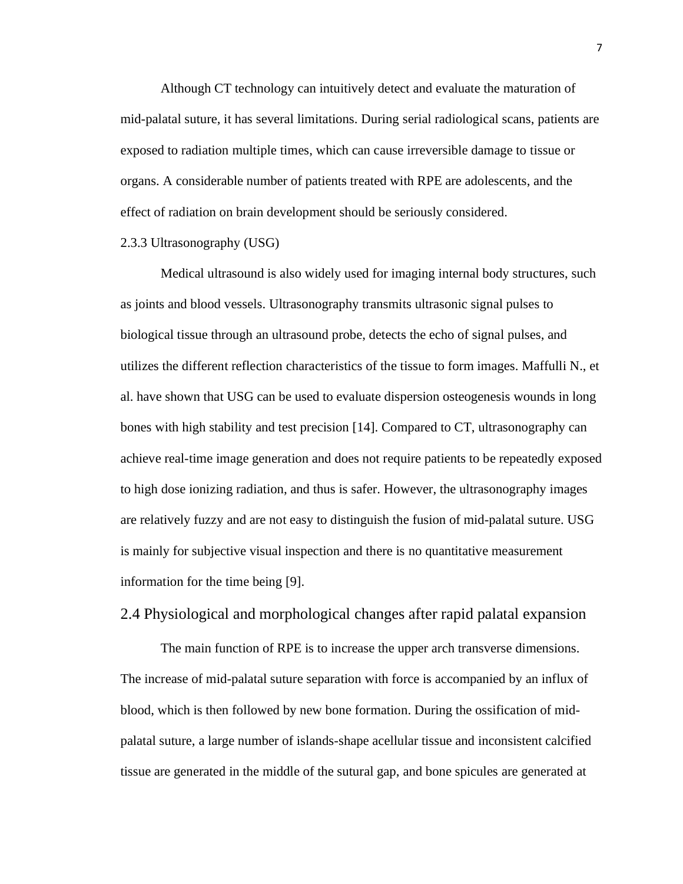Although CT technology can intuitively detect and evaluate the maturation of mid-palatal suture, it has several limitations. During serial radiological scans, patients are exposed to radiation multiple times, which can cause irreversible damage to tissue or organs. A considerable number of patients treated with RPE are adolescents, and the effect of radiation on brain development should be seriously considered.

#### 2.3.3 Ultrasonography (USG)

Medical ultrasound is also widely used for imaging internal body structures, such as joints and blood vessels. Ultrasonography transmits ultrasonic signal pulses to biological tissue through an ultrasound probe, detects the echo of signal pulses, and utilizes the different reflection characteristics of the tissue to form images. Maffulli N., et al. have shown that USG can be used to evaluate dispersion osteogenesis wounds in long bones with high stability and test precision [14]. Compared to CT, ultrasonography can achieve real-time image generation and does not require patients to be repeatedly exposed to high dose ionizing radiation, and thus is safer. However, the ultrasonography images are relatively fuzzy and are not easy to distinguish the fusion of mid-palatal suture. USG is mainly for subjective visual inspection and there is no quantitative measurement information for the time being [9].

### 2.4 Physiological and morphological changes after rapid palatal expansion

The main function of RPE is to increase the upper arch transverse dimensions. The increase of mid-palatal suture separation with force is accompanied by an influx of blood, which is then followed by new bone formation. During the ossification of mid-palatal suture, a large number of islands-shape acellular tissue and inconsistent calcified tissue are generated in the middle of the sutural gap, and bone spicules are generated at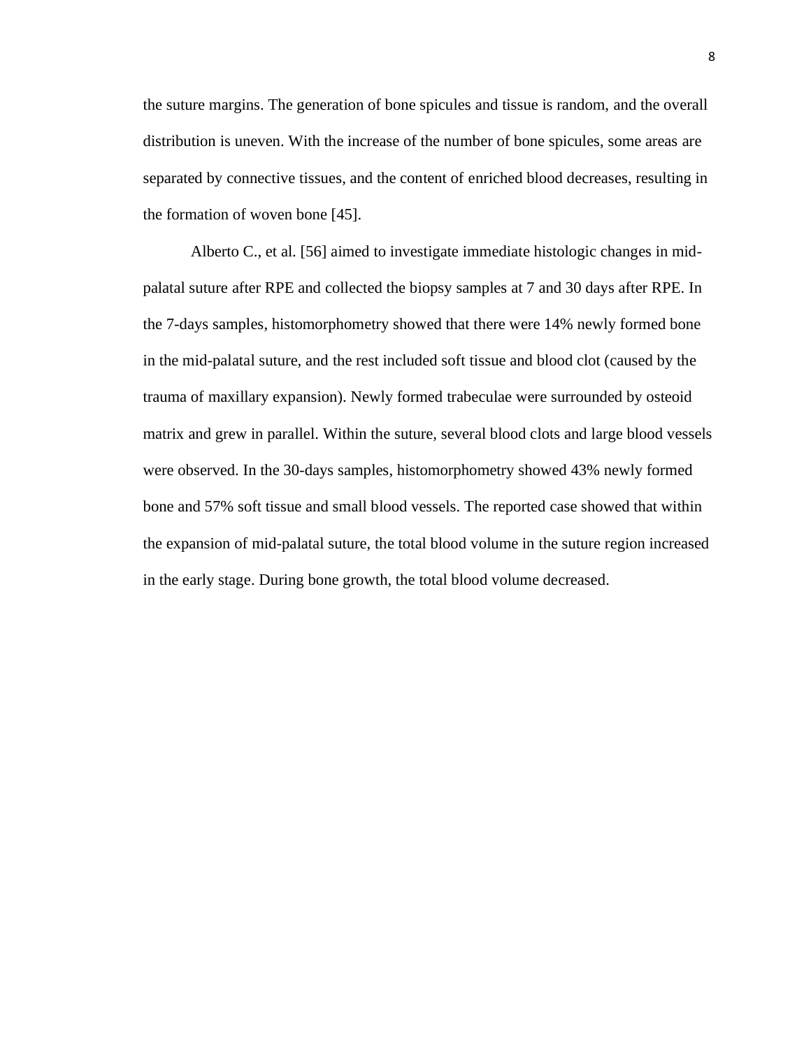the suture margins. The generation of bone spicules and tissue is random, and the overall distribution is uneven. With the increase of the number of bone spicules, some areas are separated by connective tissues, and the content of enriched blood decreases, resulting in the formation of woven bone [45].

Alberto C., et al. [56] aimed to investigate immediate histologic changes in mid-palatal suture after RPE and collected the biopsy samples at 7 and 30 days after RPE. In the 7-days samples, histomorphometry showed that there were 14% newly formed bone in the mid-palatal suture, and the rest included soft tissue and blood clot (caused by the trauma of maxillary expansion). Newly formed trabeculae were surrounded by osteoid matrix and grew in parallel. Within the suture, several blood clots and large blood vessels were observed. In the 30-days samples, histomorphometry showed 43% newly formed bone and 57% soft tissue and small blood vessels. The reported case showed that within the expansion of mid-palatal suture, the total blood volume in the suture region increased in the early stage. During bone growth, the total blood volume decreased.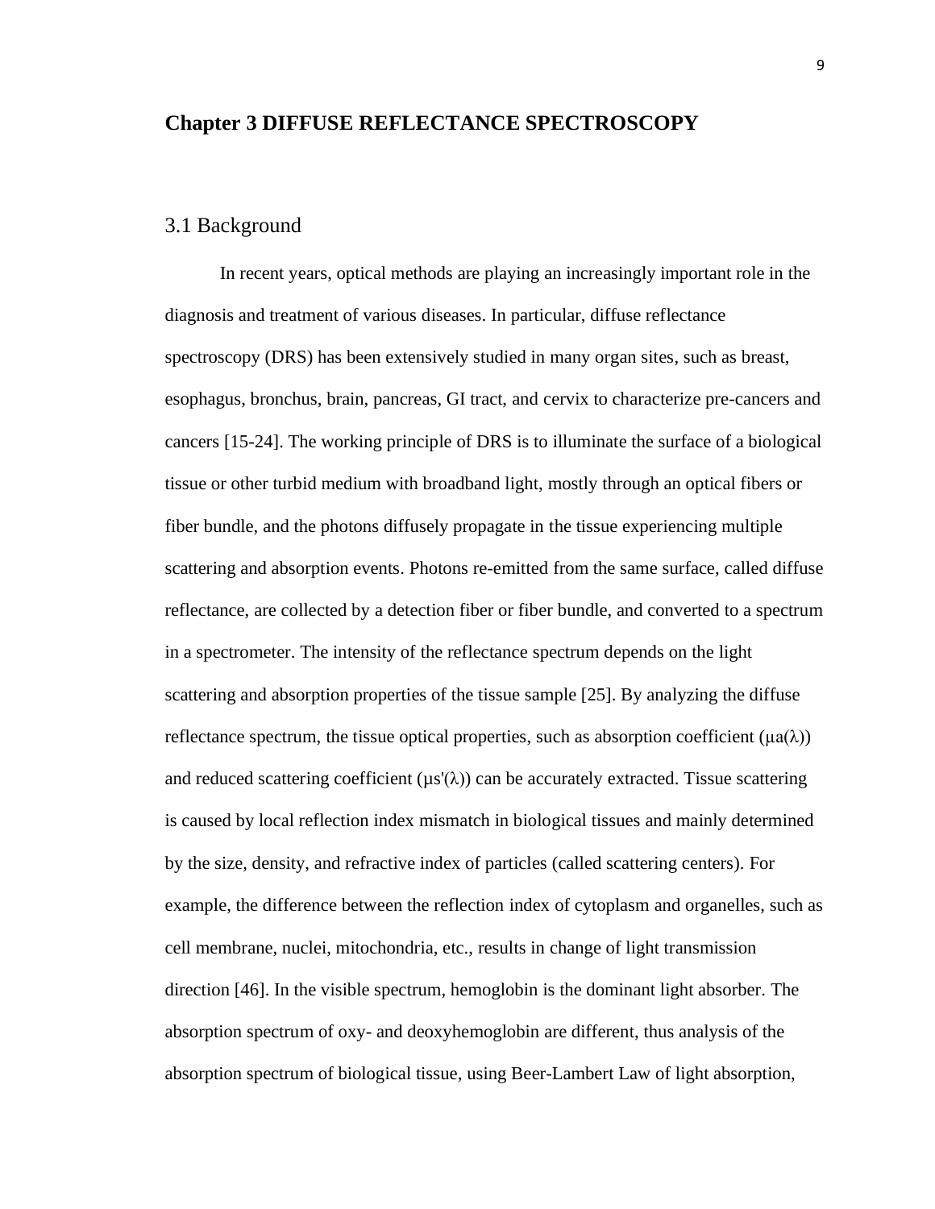# Chapter 3 DIFFUSE REFLECTANCE SPECTROSCOPY

## 3.1 Background

In recent years, optical methods are playing an increasingly important role in the diagnosis and treatment of various diseases. In particular, diffuse reflectance spectroscopy (DRS) has been extensively studied in many organ sites, such as breast, esophagus, bronchus, brain, pancreas, GI tract, and cervix to characterize pre-cancers and cancers [15-24]. The working principle of DRS is to illuminate the surface of a biological tissue or other turbid medium with broadband light, mostly through an optical fibers or fiber bundle, and the photons diffusely propagate in the tissue experiencing multiple scattering and absorption events. Photons re-emitted from the same surface, called diffuse reflectance, are collected by a detection fiber or fiber bundle, and converted to a spectrum in a spectrometer. The intensity of the reflectance spectrum depends on the light scattering and absorption properties of the tissue sample [25]. By analyzing the diffuse reflectance spectrum, the tissue optical properties, such as absorption coefficient ($\mu a(\lambda)$) and reduced scattering coefficient ($\mu s'(\lambda)$) can be accurately extracted. Tissue scattering is caused by local reflection index mismatch in biological tissues and mainly determined by the size, density, and refractive index of particles (called scattering centers). For example, the difference between the reflection index of cytoplasm and organelles, such as cell membrane, nuclei, mitochondria, etc., results in change of light transmission direction [46]. In the visible spectrum, hemoglobin is the dominant light absorber. The absorption spectrum of oxy- and deoxyhemoglobin are different, thus analysis of the absorption spectrum of biological tissue, using Beer-Lambert Law of light absorption,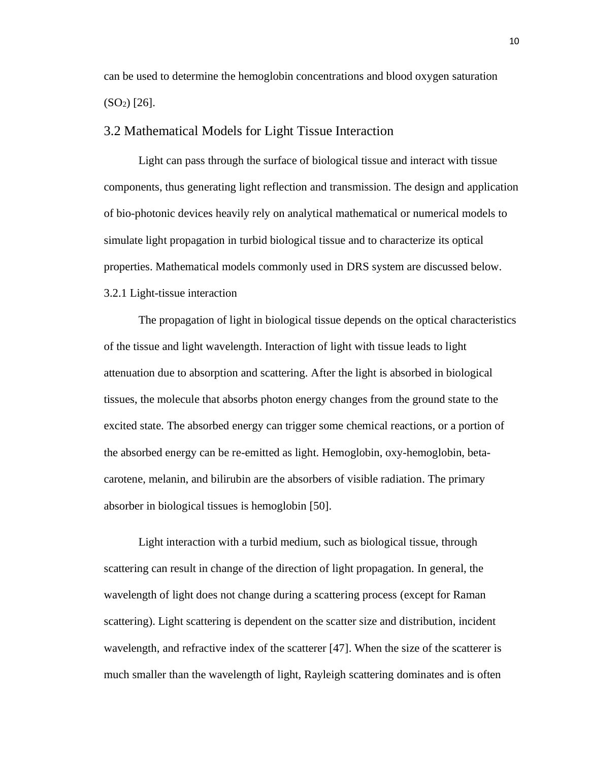can be used to determine the hemoglobin concentrations and blood oxygen saturation ($SO_2$) [26].

## 3.2 Mathematical Models for Light Tissue Interaction

Light can pass through the surface of biological tissue and interact with tissue components, thus generating light reflection and transmission. The design and application of bio-photonic devices heavily rely on analytical mathematical or numerical models to simulate light propagation in turbid biological tissue and to characterize its optical properties. Mathematical models commonly used in DRS system are discussed below.

### 3.2.1 Light-tissue interaction

The propagation of light in biological tissue depends on the optical characteristics of the tissue and light wavelength. Interaction of light with tissue leads to light attenuation due to absorption and scattering. After the light is absorbed in biological tissues, the molecule that absorbs photon energy changes from the ground state to the excited state. The absorbed energy can trigger some chemical reactions, or a portion of the absorbed energy can be re-emitted as light. Hemoglobin, oxy-hemoglobin, beta-carotene, melanin, and bilirubin are the absorbers of visible radiation. The primary absorber in biological tissues is hemoglobin [50].

Light interaction with a turbid medium, such as biological tissue, through scattering can result in change of the direction of light propagation. In general, the wavelength of light does not change during a scattering process (except for Raman scattering). Light scattering is dependent on the scatter size and distribution, incident wavelength, and refractive index of the scatterer [47]. When the size of the scatterer is much smaller than the wavelength of light, Rayleigh scattering dominates and is often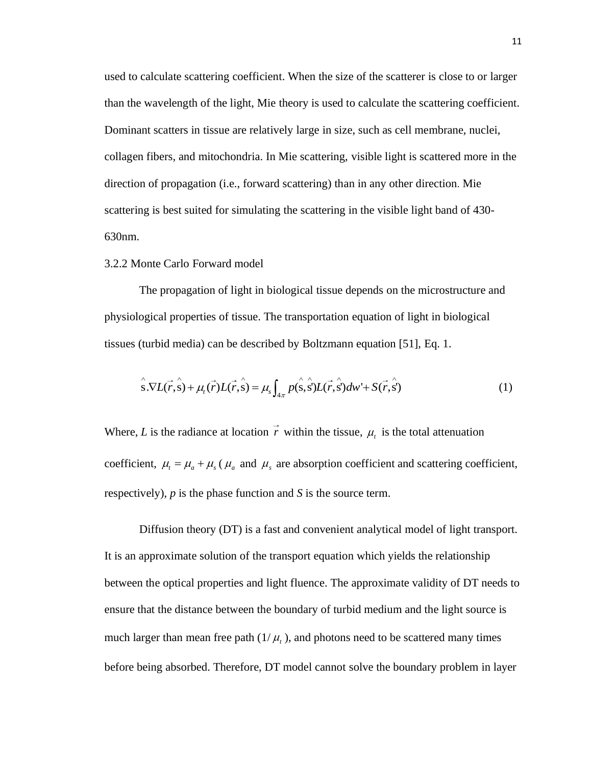used to calculate scattering coefficient. When the size of the scatterer is close to or larger than the wavelength of the light, Mie theory is used to calculate the scattering coefficient. Dominant scatters in tissue are relatively large in size, such as cell membrane, nuclei, collagen fibers, and mitochondria. In Mie scattering, visible light is scattered more in the direction of propagation (i.e., forward scattering) than in any other direction. Mie scattering is best suited for simulating the scattering in the visible light band of 430-630nm.

### 3.2.2 Monte Carlo Forward model

The propagation of light in biological tissue depends on the microstructure and physiological properties of tissue. The transportation equation of light in biological tissues (turbid media) can be described by Boltzmann equation [51], Eq. 1.

$$\hat{s}.\nabla L(\vec{r},\hat{s}) + \mu_t(\vec{r})L(\vec{r},\hat{s}) = \mu_s \int_{4\pi} p(\hat{s},\hat{s}')L(\vec{r},\hat{s}')dw' + S(\vec{r},\hat{s}') \qquad (1)$$

Where, *L* is the radiance at location $\vec{r}$ within the tissue, $\mu_t$ is the total attenuation coefficient, $\mu_t = \mu_a + \mu_s$ ($\mu_a$ and $\mu_s$ are absorption coefficient and scattering coefficient, respectively), *p* is the phase function and *S* is the source term.

Diffusion theory (DT) is a fast and convenient analytical model of light transport. It is an approximate solution of the transport equation which yields the relationship between the optical properties and light fluence. The approximate validity of DT needs to ensure that the distance between the boundary of turbid medium and the light source is much larger than mean free path ($1/\mu_t$), and photons need to be scattered many times before being absorbed. Therefore, DT model cannot solve the boundary problem in layer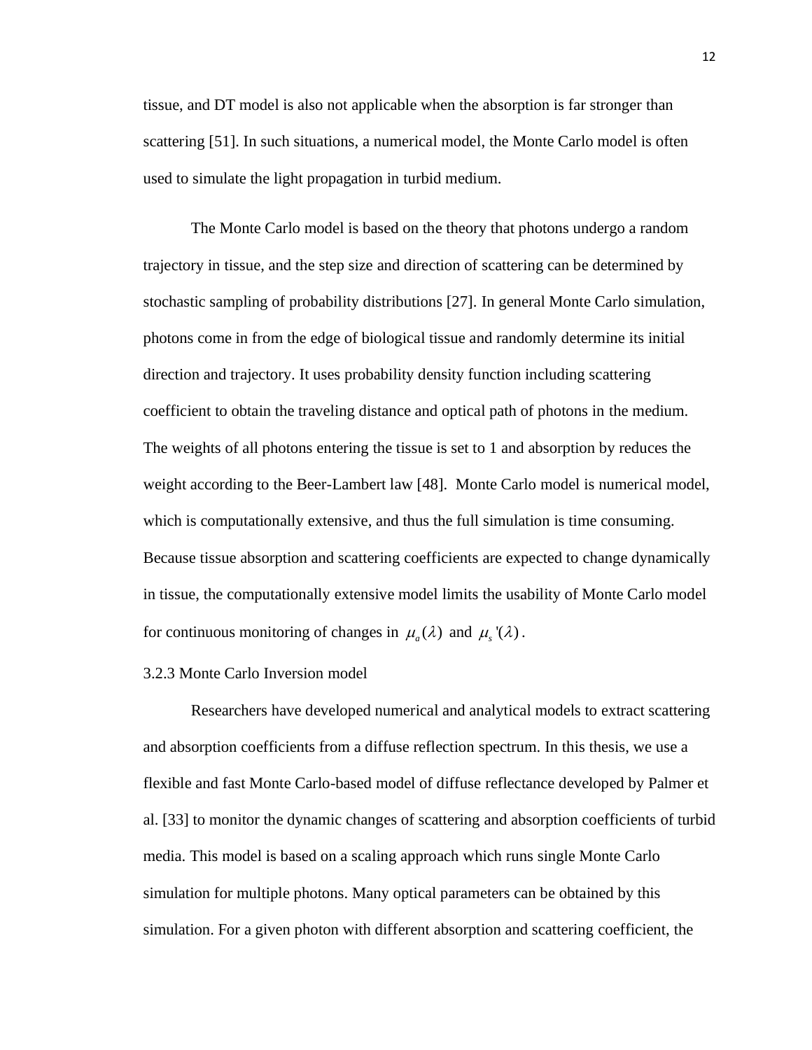tissue, and DT model is also not applicable when the absorption is far stronger than scattering [51]. In such situations, a numerical model, the Monte Carlo model is often used to simulate the light propagation in turbid medium.

The Monte Carlo model is based on the theory that photons undergo a random trajectory in tissue, and the step size and direction of scattering can be determined by stochastic sampling of probability distributions [27]. In general Monte Carlo simulation, photons come in from the edge of biological tissue and randomly determine its initial direction and trajectory. It uses probability density function including scattering coefficient to obtain the traveling distance and optical path of photons in the medium. The weights of all photons entering the tissue is set to 1 and absorption by reduces the weight according to the Beer-Lambert law [48]. Monte Carlo model is numerical model, which is computationally extensive, and thus the full simulation is time consuming. Because tissue absorption and scattering coefficients are expected to change dynamically in tissue, the computationally extensive model limits the usability of Monte Carlo model for continuous monitoring of changes in $\mu_a(\lambda)$ and $\mu_s'(\lambda)$.

### 3.2.3 Monte Carlo Inversion model

Researchers have developed numerical and analytical models to extract scattering and absorption coefficients from a diffuse reflection spectrum. In this thesis, we use a flexible and fast Monte Carlo-based model of diffuse reflectance developed by Palmer et al. [33] to monitor the dynamic changes of scattering and absorption coefficients of turbid media. This model is based on a scaling approach which runs single Monte Carlo simulation for multiple photons. Many optical parameters can be obtained by this simulation. For a given photon with different absorption and scattering coefficient, the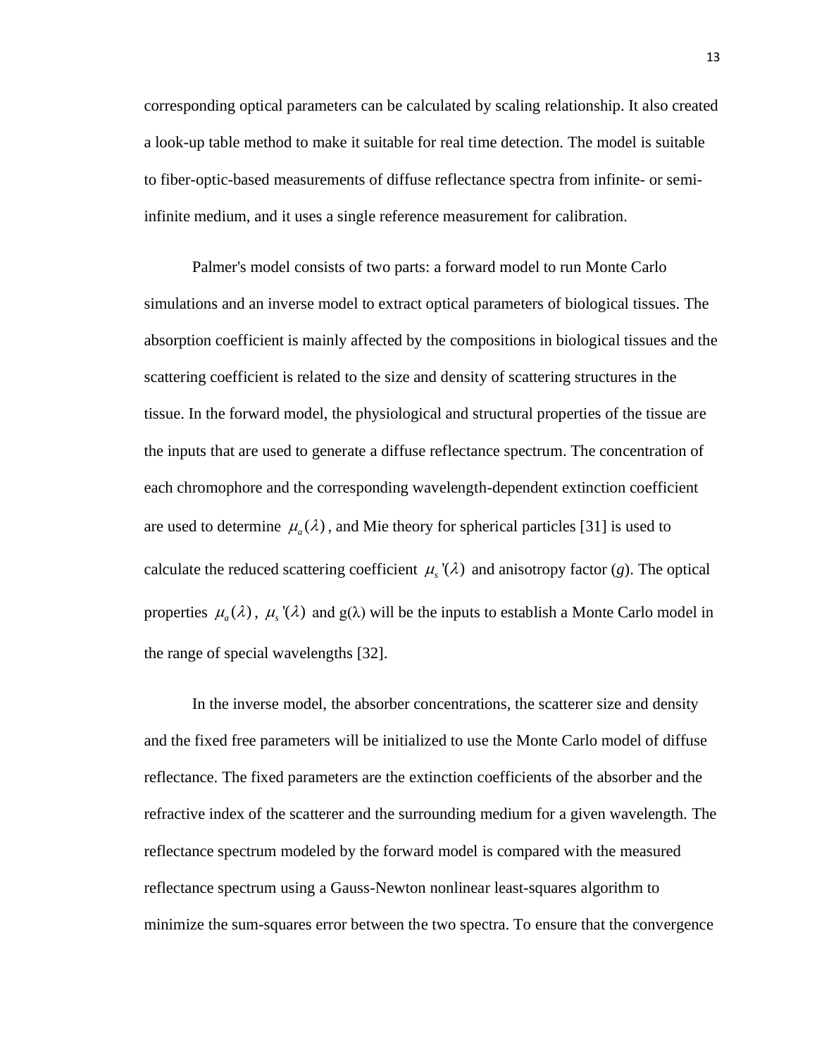corresponding optical parameters can be calculated by scaling relationship. It also created a look-up table method to make it suitable for real time detection. The model is suitable to fiber-optic-based measurements of diffuse reflectance spectra from infinite- or semi-infinite medium, and it uses a single reference measurement for calibration.

Palmer's model consists of two parts: a forward model to run Monte Carlo simulations and an inverse model to extract optical parameters of biological tissues. The absorption coefficient is mainly affected by the compositions in biological tissues and the scattering coefficient is related to the size and density of scattering structures in the tissue. In the forward model, the physiological and structural properties of the tissue are the inputs that are used to generate a diffuse reflectance spectrum. The concentration of each chromophore and the corresponding wavelength-dependent extinction coefficient are used to determine $\mu_a(\lambda)$, and Mie theory for spherical particles [31] is used to calculate the reduced scattering coefficient $\mu_s'(\lambda)$ and anisotropy factor (*g*). The optical properties $\mu_a(\lambda)$, $\mu_s'(\lambda)$ and $g(\lambda)$ will be the inputs to establish a Monte Carlo model in the range of special wavelengths [32].

In the inverse model, the absorber concentrations, the scatterer size and density and the fixed free parameters will be initialized to use the Monte Carlo model of diffuse reflectance. The fixed parameters are the extinction coefficients of the absorber and the refractive index of the scatterer and the surrounding medium for a given wavelength. The reflectance spectrum modeled by the forward model is compared with the measured reflectance spectrum using a Gauss-Newton nonlinear least-squares algorithm to minimize the sum-squares error between the two spectra. To ensure that the convergence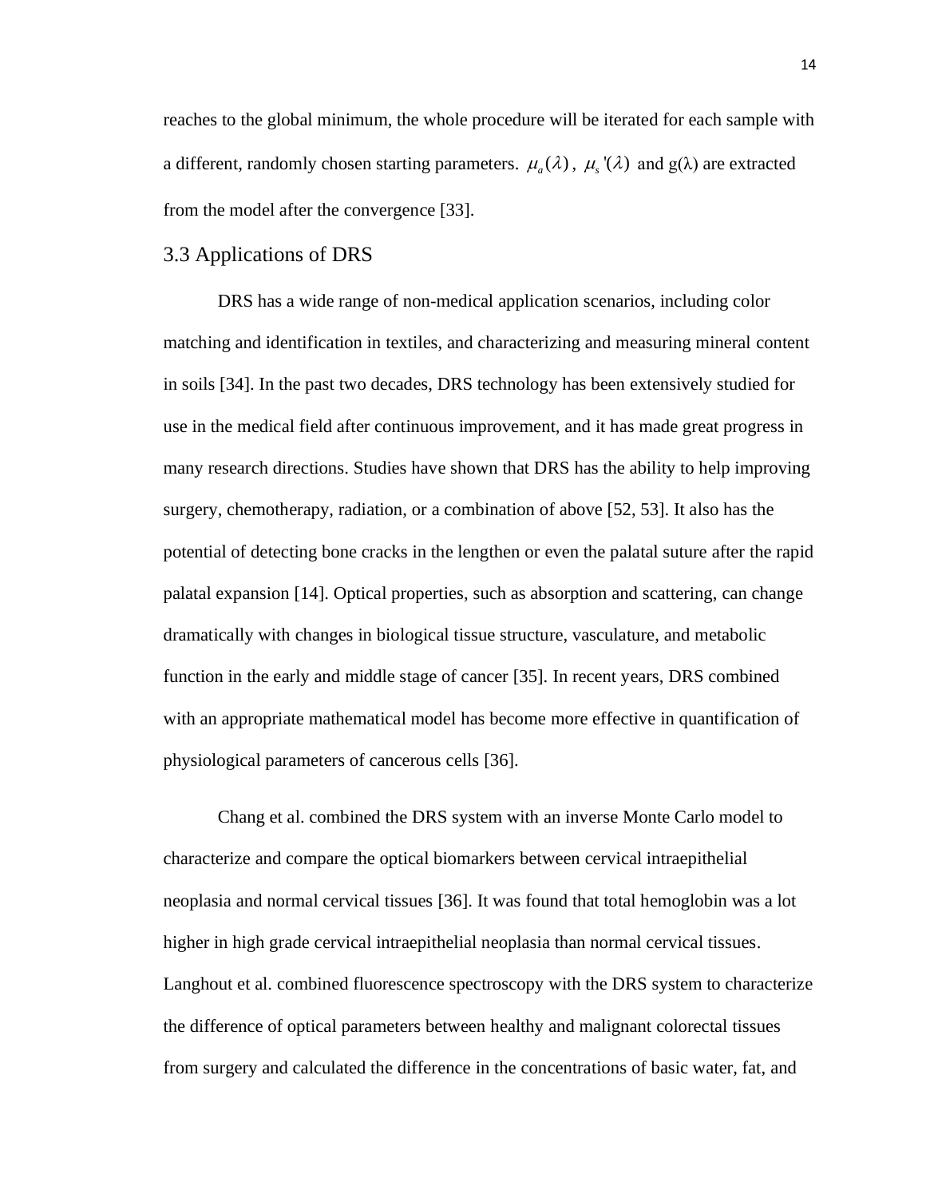reaches to the global minimum, the whole procedure will be iterated for each sample with a different, randomly chosen starting parameters. $\mu_a(\lambda)$, $\mu_s'(\lambda)$ and g(λ) are extracted from the model after the convergence [33].

## 3.3 Applications of DRS

DRS has a wide range of non-medical application scenarios, including color matching and identification in textiles, and characterizing and measuring mineral content in soils [34]. In the past two decades, DRS technology has been extensively studied for use in the medical field after continuous improvement, and it has made great progress in many research directions. Studies have shown that DRS has the ability to help improving surgery, chemotherapy, radiation, or a combination of above [52, 53]. It also has the potential of detecting bone cracks in the lengthen or even the palatal suture after the rapid palatal expansion [14]. Optical properties, such as absorption and scattering, can change dramatically with changes in biological tissue structure, vasculature, and metabolic function in the early and middle stage of cancer [35]. In recent years, DRS combined with an appropriate mathematical model has become more effective in quantification of physiological parameters of cancerous cells [36].

Chang et al. combined the DRS system with an inverse Monte Carlo model to characterize and compare the optical biomarkers between cervical intraepithelial neoplasia and normal cervical tissues [36]. It was found that total hemoglobin was a lot higher in high grade cervical intraepithelial neoplasia than normal cervical tissues. Langhout et al. combined fluorescence spectroscopy with the DRS system to characterize the difference of optical parameters between healthy and malignant colorectal tissues from surgery and calculated the difference in the concentrations of basic water, fat, and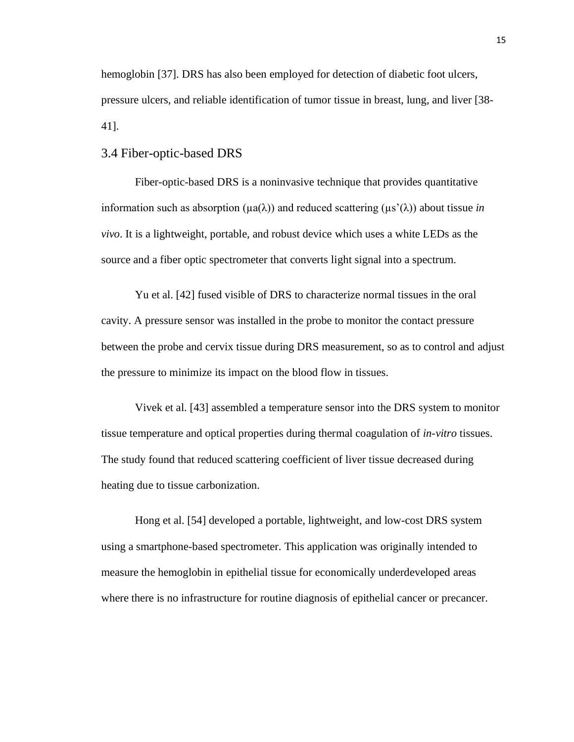hemoglobin [37]. DRS has also been employed for detection of diabetic foot ulcers, pressure ulcers, and reliable identification of tumor tissue in breast, lung, and liver [38-41].

## 3.4 Fiber-optic-based DRS

Fiber-optic-based DRS is a noninvasive technique that provides quantitative information such as absorption ($\mu a(\lambda)$) and reduced scattering ($\mu s'(\lambda)$) about tissue *in vivo*. It is a lightweight, portable, and robust device which uses a white LEDs as the source and a fiber optic spectrometer that converts light signal into a spectrum.

Yu et al. [42] fused visible of DRS to characterize normal tissues in the oral cavity. A pressure sensor was installed in the probe to monitor the contact pressure between the probe and cervix tissue during DRS measurement, so as to control and adjust the pressure to minimize its impact on the blood flow in tissues.

Vivek et al. [43] assembled a temperature sensor into the DRS system to monitor tissue temperature and optical properties during thermal coagulation of *in-vitro* tissues. The study found that reduced scattering coefficient of liver tissue decreased during heating due to tissue carbonization.

Hong et al. [54] developed a portable, lightweight, and low-cost DRS system using a smartphone-based spectrometer. This application was originally intended to measure the hemoglobin in epithelial tissue for economically underdeveloped areas where there is no infrastructure for routine diagnosis of epithelial cancer or precancer.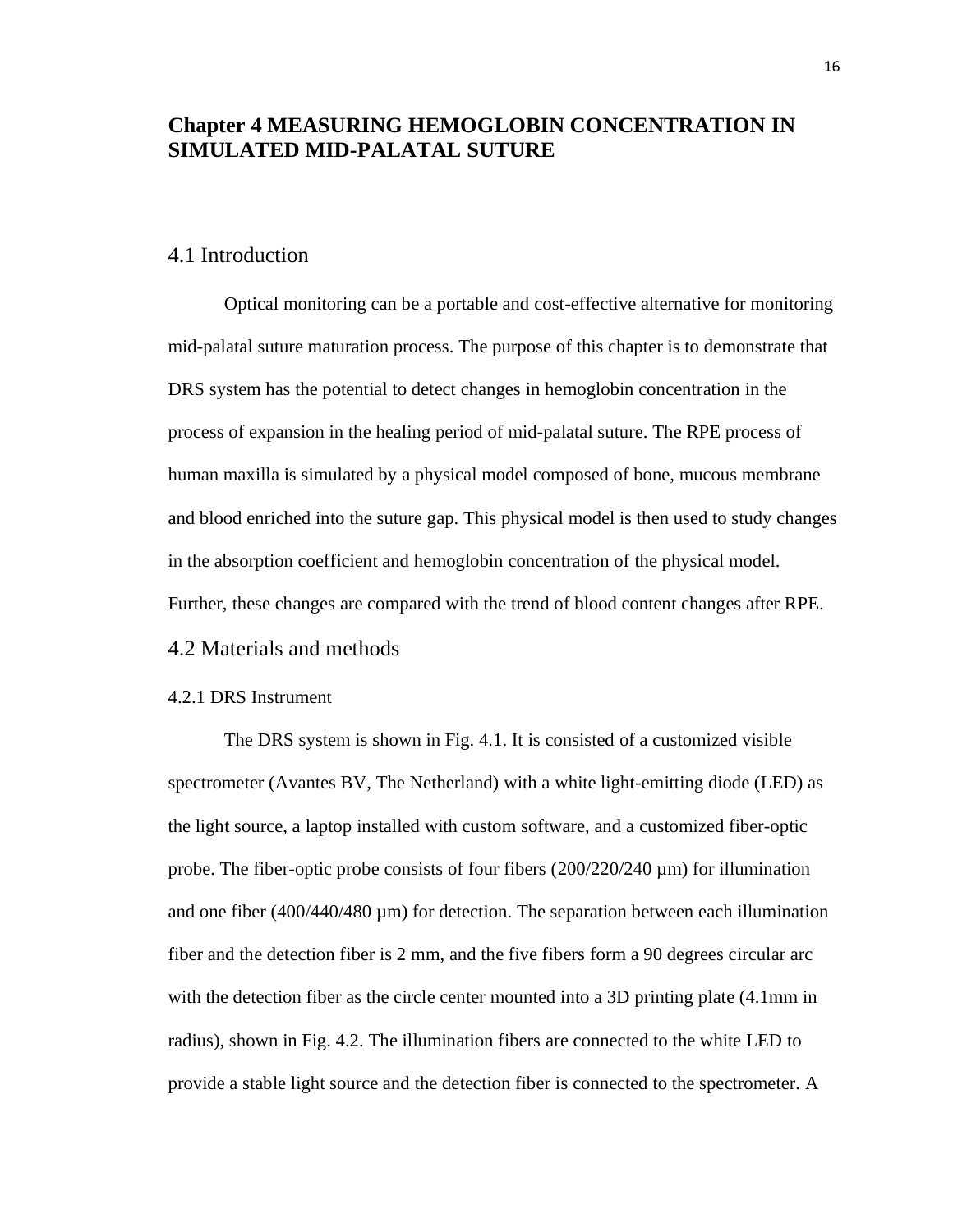# Chapter 4 MEASURING HEMOGLOBIN CONCENTRATION IN SIMULATED MID-PALATAL SUTURE

## 4.1 Introduction

Optical monitoring can be a portable and cost-effective alternative for monitoring mid-palatal suture maturation process. The purpose of this chapter is to demonstrate that DRS system has the potential to detect changes in hemoglobin concentration in the process of expansion in the healing period of mid-palatal suture. The RPE process of human maxilla is simulated by a physical model composed of bone, mucous membrane and blood enriched into the suture gap. This physical model is then used to study changes in the absorption coefficient and hemoglobin concentration of the physical model. Further, these changes are compared with the trend of blood content changes after RPE.

## 4.2 Materials and methods

### 4.2.1 DRS Instrument

The DRS system is shown in Fig. 4.1. It is consisted of a customized visible spectrometer (Avantes BV, The Netherland) with a white light-emitting diode (LED) as the light source, a laptop installed with custom software, and a customized fiber-optic probe. The fiber-optic probe consists of four fibers (200/220/240 μm) for illumination and one fiber (400/440/480 μm) for detection. The separation between each illumination fiber and the detection fiber is 2 mm, and the five fibers form a 90 degrees circular arc with the detection fiber as the circle center mounted into a 3D printing plate (4.1mm in radius), shown in Fig. 4.2. The illumination fibers are connected to the white LED to provide a stable light source and the detection fiber is connected to the spectrometer. A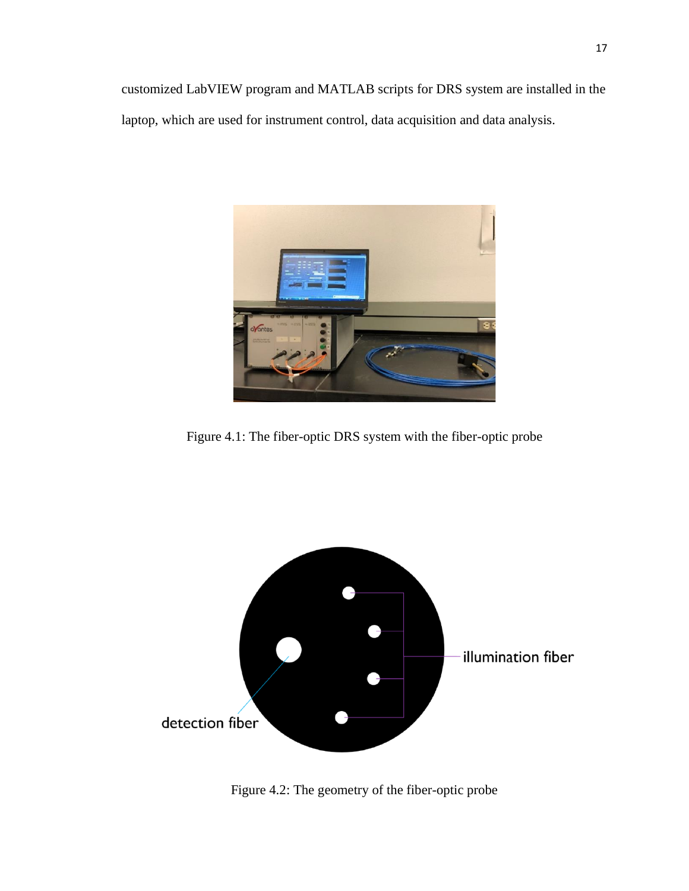customized LabVIEW program and MATLAB scripts for DRS system are installed in the laptop, which are used for instrument control, data acquisition and data analysis.

Figure 4.1: The fiber-optic DRS system with the fiber-optic probe

Figure 4.2: The geometry of the fiber-optic probe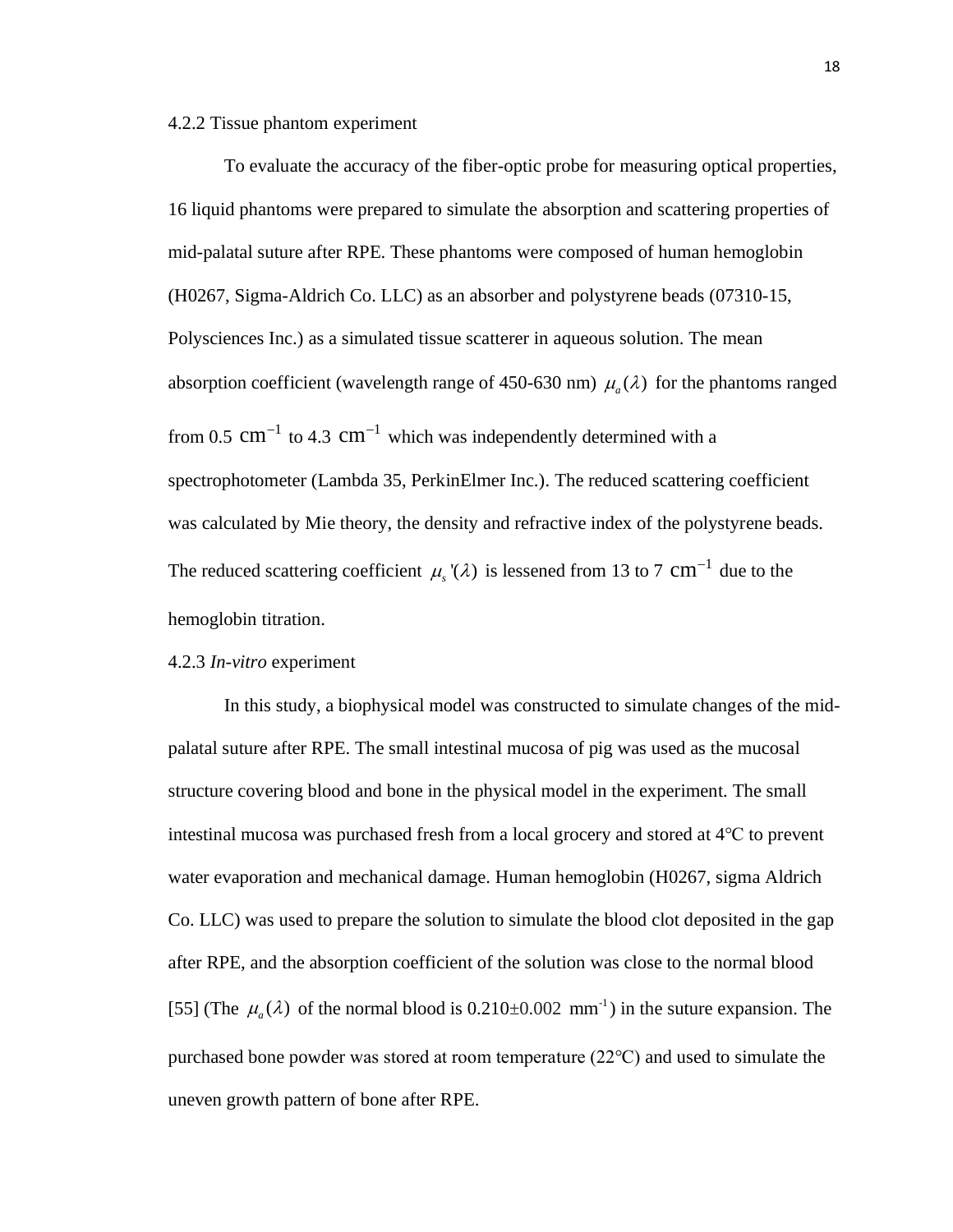#### 4.2.2 Tissue phantom experiment

To evaluate the accuracy of the fiber-optic probe for measuring optical properties, 16 liquid phantoms were prepared to simulate the absorption and scattering properties of mid-palatal suture after RPE. These phantoms were composed of human hemoglobin (H0267, Sigma-Aldrich Co. LLC) as an absorber and polystyrene beads (07310-15, Polysciences Inc.) as a simulated tissue scatterer in aqueous solution. The mean absorption coefficient (wavelength range of 450-630 nm) $\mu_a(\lambda)$ for the phantoms ranged from 0.5 $\text{cm}^{-1}$ to 4.3 $\text{cm}^{-1}$ which was independently determined with a spectrophotometer (Lambda 35, PerkinElmer Inc.). The reduced scattering coefficient was calculated by Mie theory, the density and refractive index of the polystyrene beads. The reduced scattering coefficient $\mu_s'(\lambda)$ is lessened from 13 to 7 $\text{cm}^{-1}$ due to the hemoglobin titration.

#### 4.2.3 *In-vitro* experiment

In this study, a biophysical model was constructed to simulate changes of the mid-palatal suture after RPE. The small intestinal mucosa of pig was used as the mucosal structure covering blood and bone in the physical model in the experiment. The small intestinal mucosa was purchased fresh from a local grocery and stored at 4℃ to prevent water evaporation and mechanical damage. Human hemoglobin (H0267, sigma Aldrich Co. LLC) was used to prepare the solution to simulate the blood clot deposited in the gap after RPE, and the absorption coefficient of the solution was close to the normal blood [55] (The $\mu_a(\lambda)$ of the normal blood is $0.210 \pm 0.002$ $\text{mm}^{-1}$) in the suture expansion. The purchased bone powder was stored at room temperature (22℃) and used to simulate the uneven growth pattern of bone after RPE.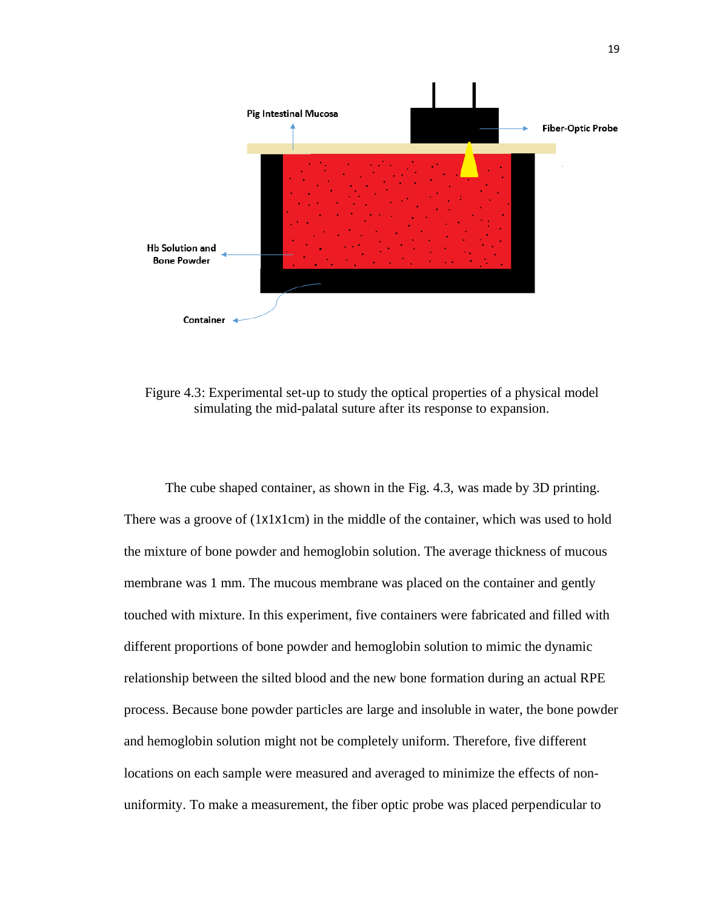Figure 4.3: Experimental set-up to study the optical properties of a physical model simulating the mid-palatal suture after its response to expansion.

The cube shaped container, as shown in the Fig. 4.3, was made by 3D printing. There was a groove of (1X1X1cm) in the middle of the container, which was used to hold the mixture of bone powder and hemoglobin solution. The average thickness of mucous membrane was 1 mm. The mucous membrane was placed on the container and gently touched with mixture. In this experiment, five containers were fabricated and filled with different proportions of bone powder and hemoglobin solution to mimic the dynamic relationship between the silted blood and the new bone formation during an actual RPE process. Because bone powder particles are large and insoluble in water, the bone powder and hemoglobin solution might not be completely uniform. Therefore, five different locations on each sample were measured and averaged to minimize the effects of non-uniformity. To make a measurement, the fiber optic probe was placed perpendicular to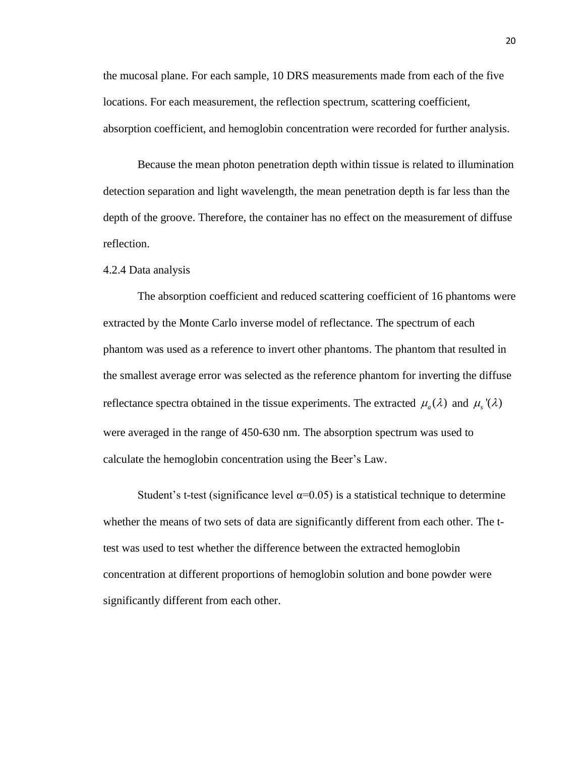the mucosal plane. For each sample, 10 DRS measurements made from each of the five locations. For each measurement, the reflection spectrum, scattering coefficient, absorption coefficient, and hemoglobin concentration were recorded for further analysis.

Because the mean photon penetration depth within tissue is related to illumination detection separation and light wavelength, the mean penetration depth is far less than the depth of the groove. Therefore, the container has no effect on the measurement of diffuse reflection.

4.2.4 Data analysis

The absorption coefficient and reduced scattering coefficient of 16 phantoms were extracted by the Monte Carlo inverse model of reflectance. The spectrum of each phantom was used as a reference to invert other phantoms. The phantom that resulted in the smallest average error was selected as the reference phantom for inverting the diffuse reflectance spectra obtained in the tissue experiments. The extracted $\mu_a(\lambda)$ and $\mu_s'(\lambda)$ were averaged in the range of 450-630 nm. The absorption spectrum was used to calculate the hemoglobin concentration using the Beer's Law.

Student's t-test (significance level $\alpha=0.05$) is a statistical technique to determine whether the means of two sets of data are significantly different from each other. The t-test was used to test whether the difference between the extracted hemoglobin concentration at different proportions of hemoglobin solution and bone powder were significantly different from each other.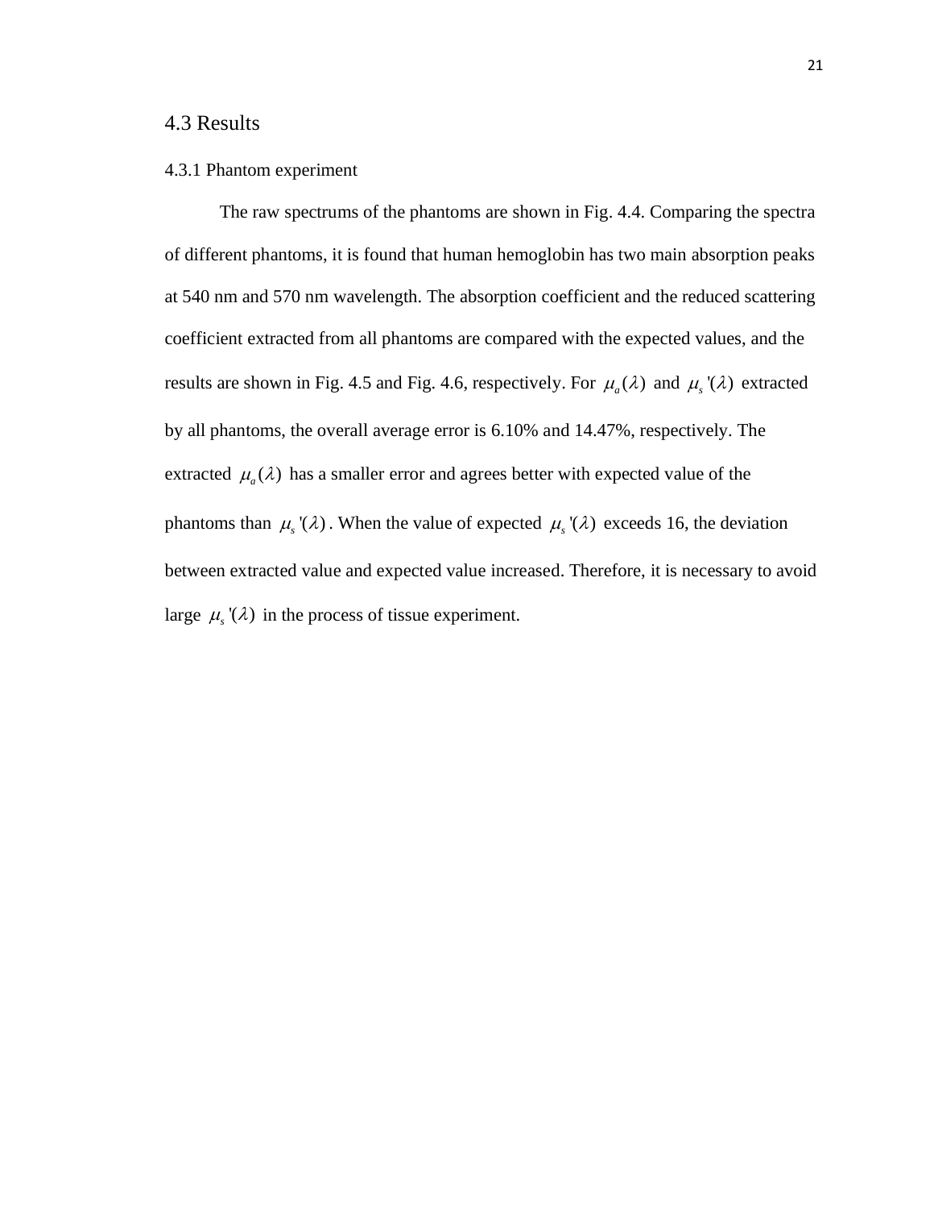## 4.3 Results

### 4.3.1 Phantom experiment

The raw spectrums of the phantoms are shown in Fig. 4.4. Comparing the spectra of different phantoms, it is found that human hemoglobin has two main absorption peaks at 540 nm and 570 nm wavelength. The absorption coefficient and the reduced scattering coefficient extracted from all phantoms are compared with the expected values, and the results are shown in Fig. 4.5 and Fig. 4.6, respectively. For $\mu_a(\lambda)$ and $\mu_s'(\lambda)$ extracted by all phantoms, the overall average error is 6.10% and 14.47%, respectively. The extracted $\mu_a(\lambda)$ has a smaller error and agrees better with expected value of the phantoms than $\mu_s'(\lambda)$. When the value of expected $\mu_s'(\lambda)$ exceeds 16, the deviation between extracted value and expected value increased. Therefore, it is necessary to avoid large $\mu_s'(\lambda)$ in the process of tissue experiment.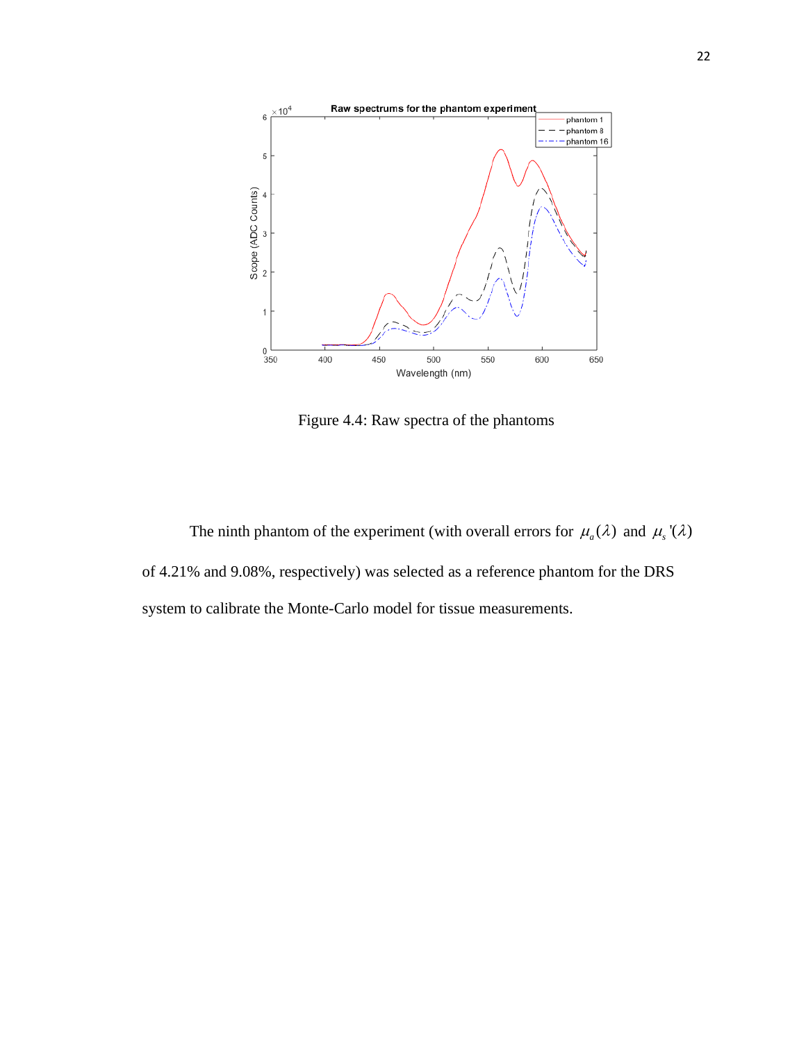Figure 4.4: Raw spectra of the phantoms

The ninth phantom of the experiment (with overall errors for $\mu_a(\lambda)$ and $\mu_s'(\lambda)$ of 4.21% and 9.08%, respectively) was selected as a reference phantom for the DRS system to calibrate the Monte-Carlo model for tissue measurements.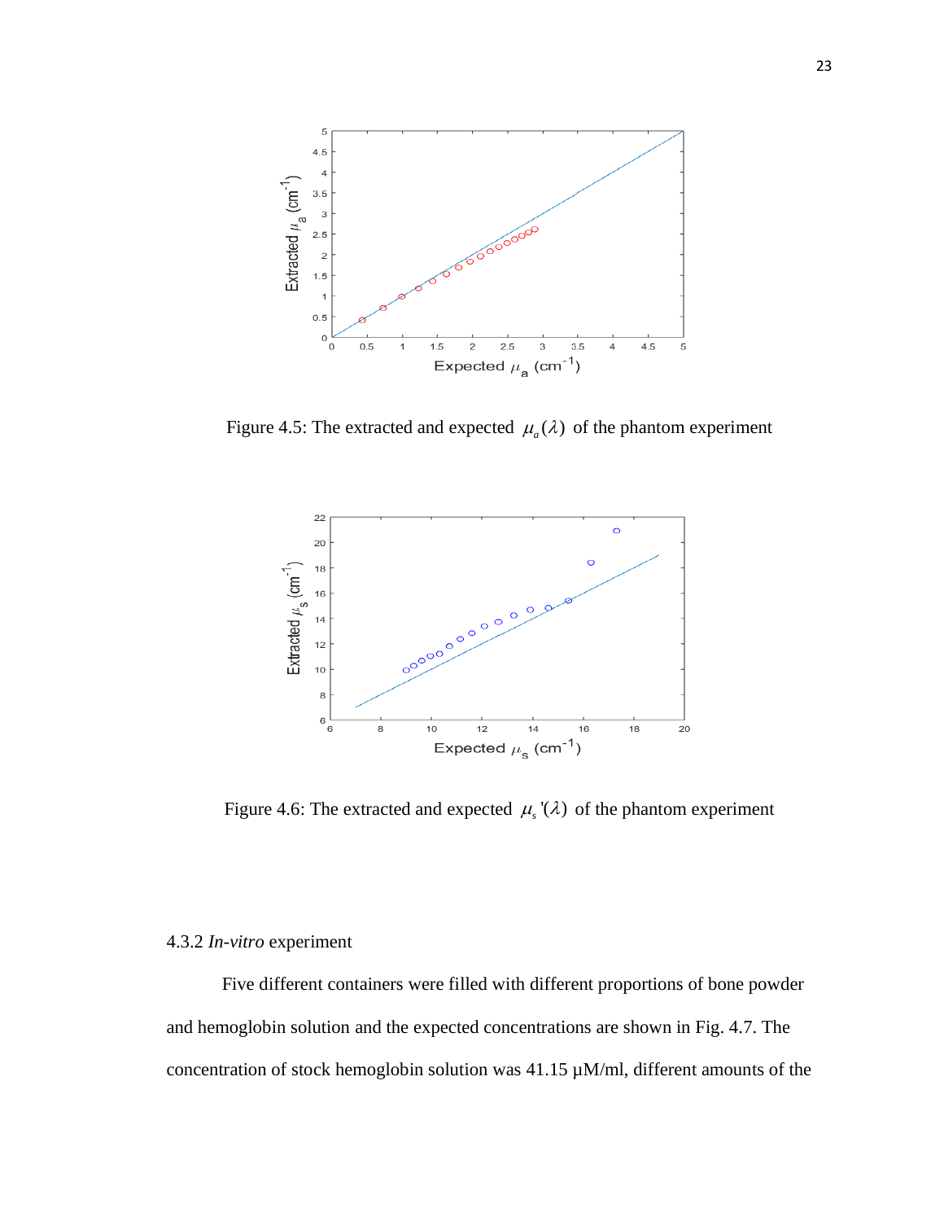Figure 4.5: The extracted and expected $\mu_a(\lambda)$ of the phantom experiment

Figure 4.6: The extracted and expected $\mu_s'(\lambda)$ of the phantom experiment

4.3.2 *In-vitro* experiment

Five different containers were filled with different proportions of bone powder and hemoglobin solution and the expected concentrations are shown in Fig. 4.7. The concentration of stock hemoglobin solution was 41.15 μM/ml, different amounts of the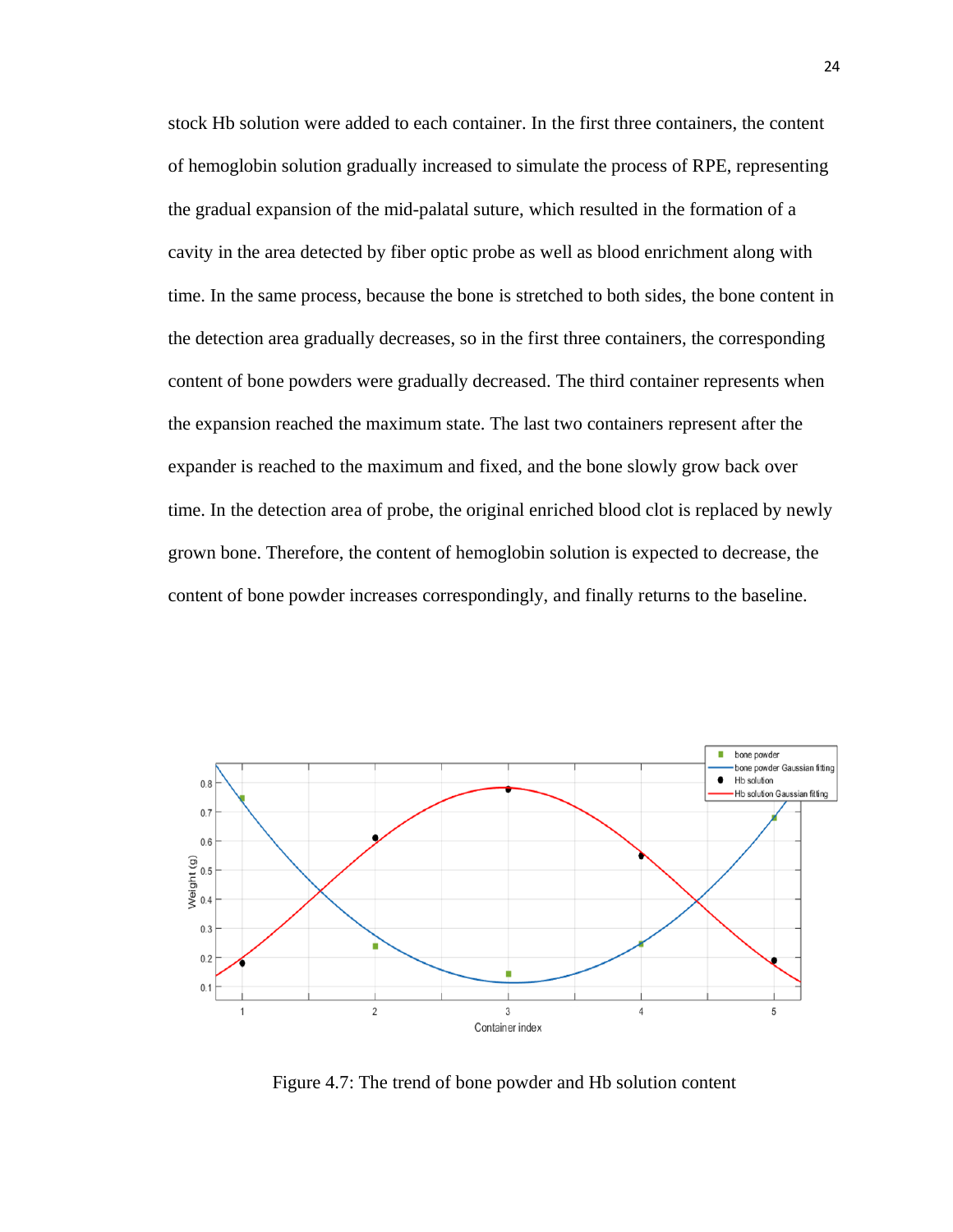stock Hb solution were added to each container. In the first three containers, the content of hemoglobin solution gradually increased to simulate the process of RPE, representing the gradual expansion of the mid-palatal suture, which resulted in the formation of a cavity in the area detected by fiber optic probe as well as blood enrichment along with time. In the same process, because the bone is stretched to both sides, the bone content in the detection area gradually decreases, so in the first three containers, the corresponding content of bone powders were gradually decreased. The third container represents when the expansion reached the maximum state. The last two containers represent after the expander is reached to the maximum and fixed, and the bone slowly grow back over time. In the detection area of probe, the original enriched blood clot is replaced by newly grown bone. Therefore, the content of hemoglobin solution is expected to decrease, the content of bone powder increases correspondingly, and finally returns to the baseline.

Figure 4.7: The trend of bone powder and Hb solution content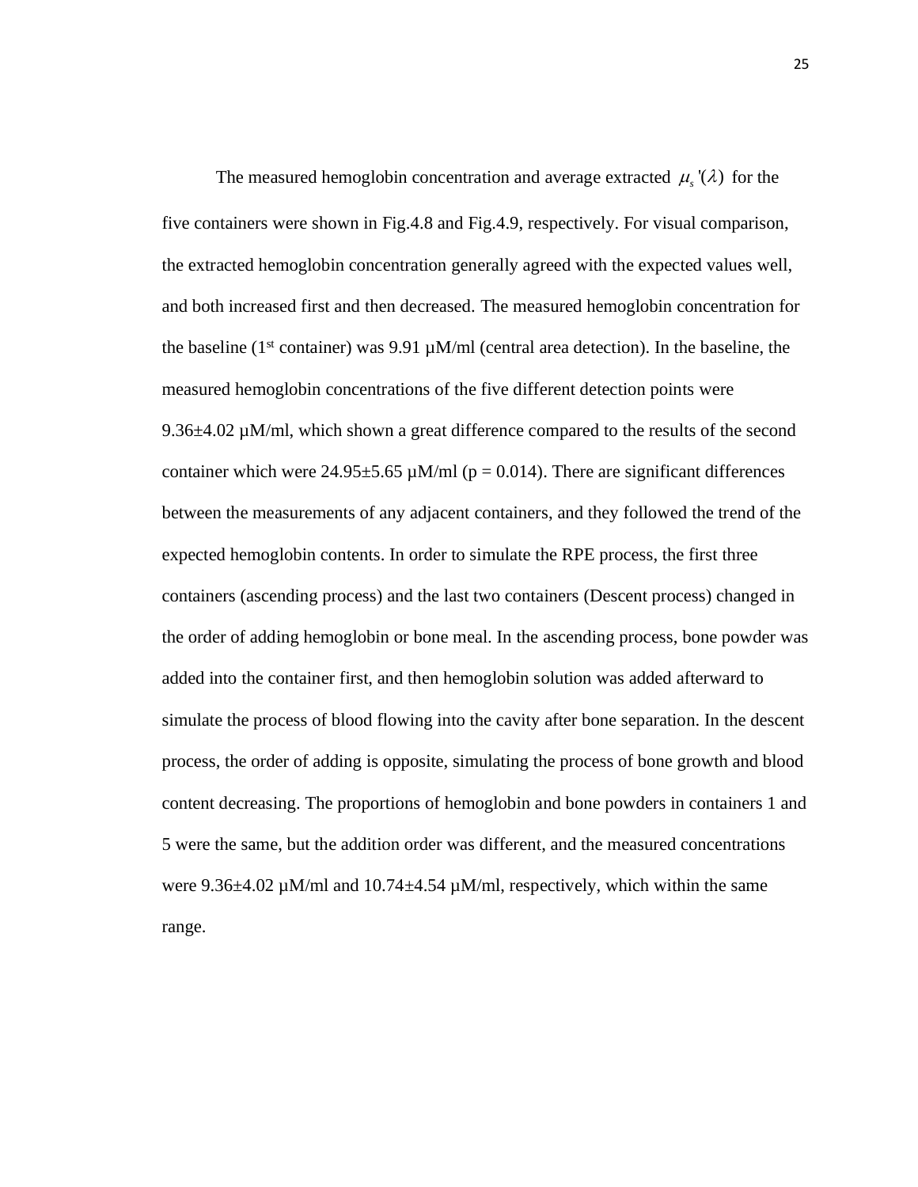The measured hemoglobin concentration and average extracted $\mu_s'(\lambda)$ for the five containers were shown in Fig.4.8 and Fig.4.9, respectively. For visual comparison, the extracted hemoglobin concentration generally agreed with the expected values well, and both increased first and then decreased. The measured hemoglobin concentration for the baseline (1st container) was 9.91 µM/ml (central area detection). In the baseline, the measured hemoglobin concentrations of the five different detection points were 9.36±4.02 µM/ml, which shown a great difference compared to the results of the second container which were 24.95±5.65 µM/ml ($p = 0.014$). There are significant differences between the measurements of any adjacent containers, and they followed the trend of the expected hemoglobin contents. In order to simulate the RPE process, the first three containers (ascending process) and the last two containers (Descent process) changed in the order of adding hemoglobin or bone meal. In the ascending process, bone powder was added into the container first, and then hemoglobin solution was added afterward to simulate the process of blood flowing into the cavity after bone separation. In the descent process, the order of adding is opposite, simulating the process of bone growth and blood content decreasing. The proportions of hemoglobin and bone powders in containers 1 and 5 were the same, but the addition order was different, and the measured concentrations were 9.36±4.02 µM/ml and 10.74±4.54 µM/ml, respectively, which within the same range.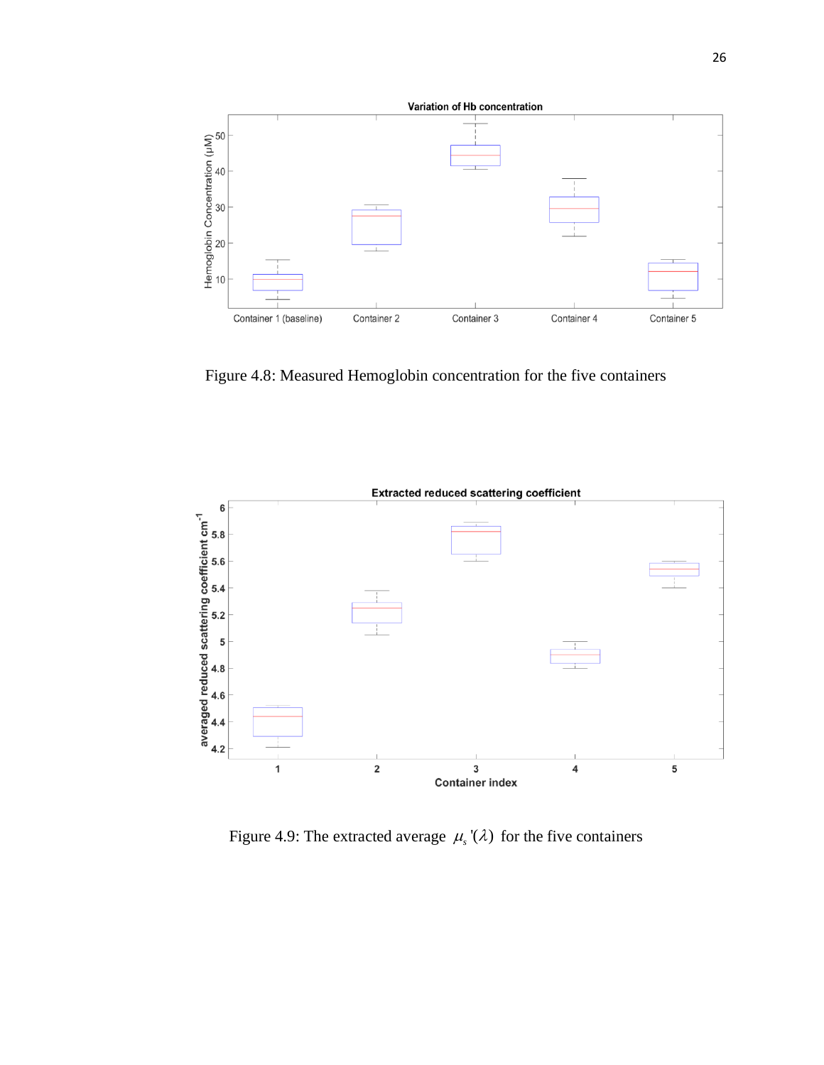Figure 4.8: Measured Hemoglobin concentration for the five containers

Figure 4.9: The extracted average $\mu_s'(\lambda)$ for the five containers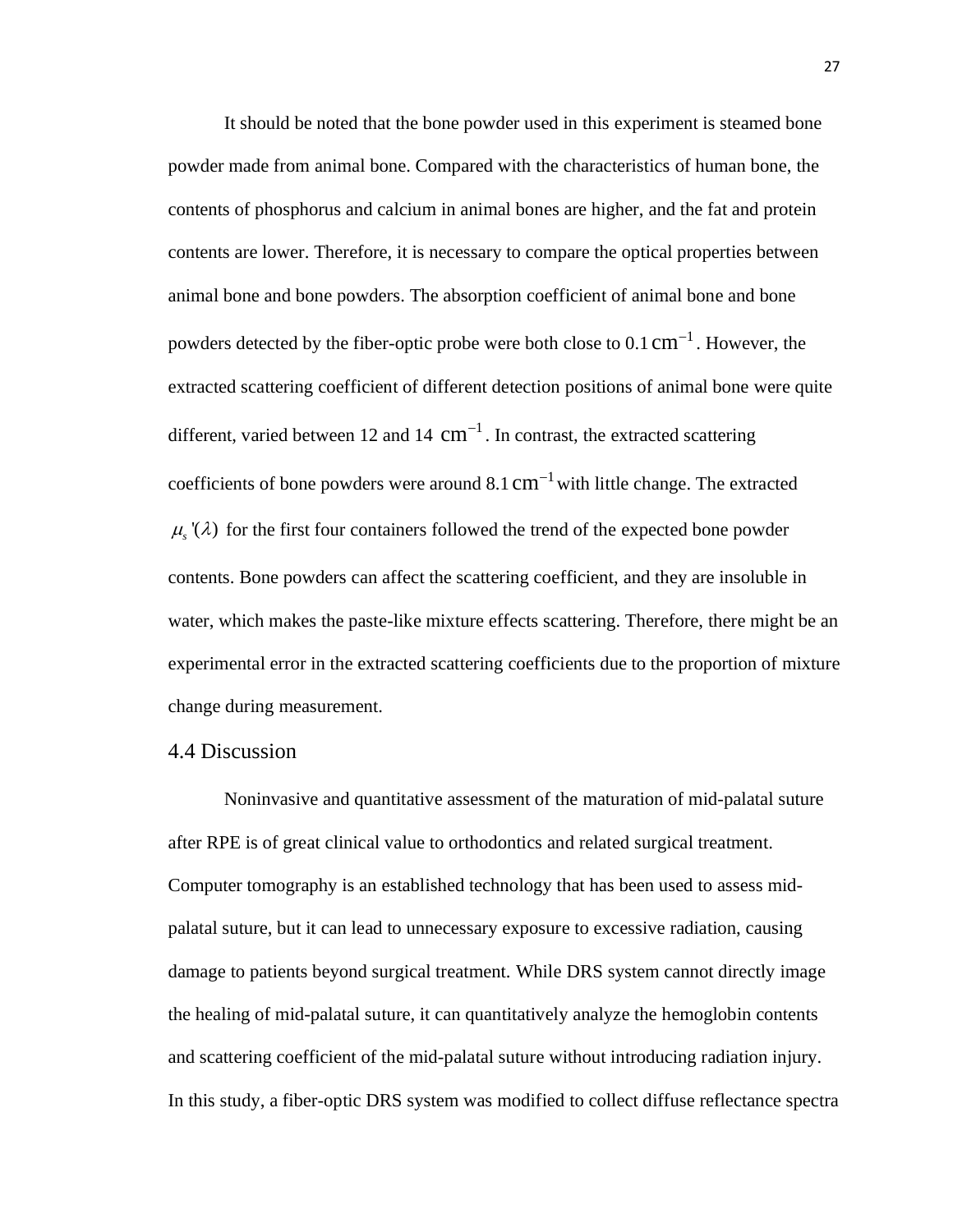It should be noted that the bone powder used in this experiment is steamed bone powder made from animal bone. Compared with the characteristics of human bone, the contents of phosphorus and calcium in animal bones are higher, and the fat and protein contents are lower. Therefore, it is necessary to compare the optical properties between animal bone and bone powders. The absorption coefficient of animal bone and bone powders detected by the fiber-optic probe were both close to $0.1\,cm^{-1}$. However, the extracted scattering coefficient of different detection positions of animal bone were quite different, varied between 12 and 14 $cm^{-1}$. In contrast, the extracted scattering coefficients of bone powders were around $8.1\,cm^{-1}$ with little change. The extracted $\mu_s'(\lambda)$ for the first four containers followed the trend of the expected bone powder contents. Bone powders can affect the scattering coefficient, and they are insoluble in water, which makes the paste-like mixture effects scattering. Therefore, there might be an experimental error in the extracted scattering coefficients due to the proportion of mixture change during measurement.

## 4.4 Discussion

Noninvasive and quantitative assessment of the maturation of mid-palatal suture after RPE is of great clinical value to orthodontics and related surgical treatment. Computer tomography is an established technology that has been used to assess mid-palatal suture, but it can lead to unnecessary exposure to excessive radiation, causing damage to patients beyond surgical treatment. While DRS system cannot directly image the healing of mid-palatal suture, it can quantitatively analyze the hemoglobin contents and scattering coefficient of the mid-palatal suture without introducing radiation injury. In this study, a fiber-optic DRS system was modified to collect diffuse reflectance spectra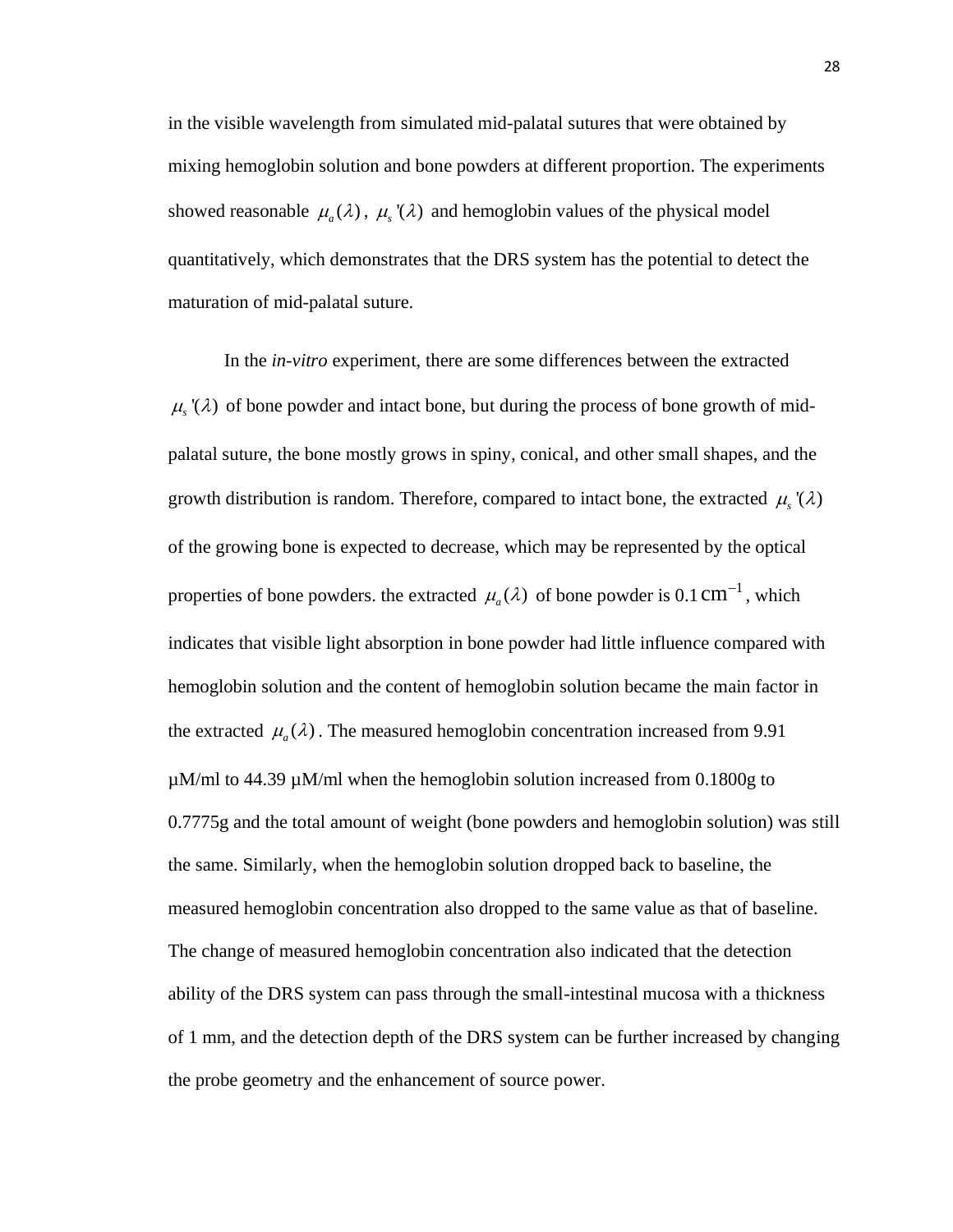in the visible wavelength from simulated mid-palatal sutures that were obtained by mixing hemoglobin solution and bone powders at different proportion. The experiments showed reasonable $\mu_a(\lambda)$, $\mu_s'(\lambda)$ and hemoglobin values of the physical model quantitatively, which demonstrates that the DRS system has the potential to detect the maturation of mid-palatal suture.

In the *in-vitro* experiment, there are some differences between the extracted $\mu_s'(\lambda)$ of bone powder and intact bone, but during the process of bone growth of mid-palatal suture, the bone mostly grows in spiny, conical, and other small shapes, and the growth distribution is random. Therefore, compared to intact bone, the extracted $\mu_s'(\lambda)$ of the growing bone is expected to decrease, which may be represented by the optical properties of bone powders. the extracted $\mu_a(\lambda)$ of bone powder is 0.1 $\text{cm}^{-1}$, which indicates that visible light absorption in bone powder had little influence compared with hemoglobin solution and the content of hemoglobin solution became the main factor in the extracted $\mu_a(\lambda)$. The measured hemoglobin concentration increased from 9.91 μM/ml to 44.39 μM/ml when the hemoglobin solution increased from 0.1800g to 0.7775g and the total amount of weight (bone powders and hemoglobin solution) was still the same. Similarly, when the hemoglobin solution dropped back to baseline, the measured hemoglobin concentration also dropped to the same value as that of baseline. The change of measured hemoglobin concentration also indicated that the detection ability of the DRS system can pass through the small-intestinal mucosa with a thickness of 1 mm, and the detection depth of the DRS system can be further increased by changing the probe geometry and the enhancement of source power.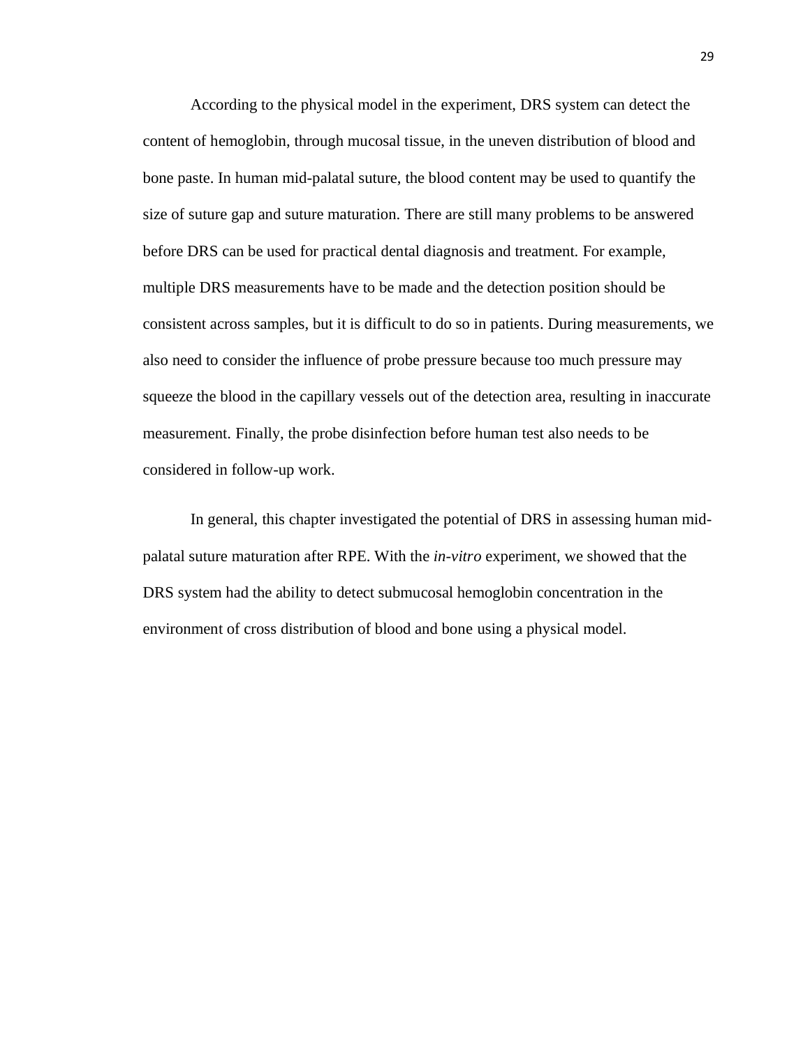According to the physical model in the experiment, DRS system can detect the content of hemoglobin, through mucosal tissue, in the uneven distribution of blood and bone paste. In human mid-palatal suture, the blood content may be used to quantify the size of suture gap and suture maturation. There are still many problems to be answered before DRS can be used for practical dental diagnosis and treatment. For example, multiple DRS measurements have to be made and the detection position should be consistent across samples, but it is difficult to do so in patients. During measurements, we also need to consider the influence of probe pressure because too much pressure may squeeze the blood in the capillary vessels out of the detection area, resulting in inaccurate measurement. Finally, the probe disinfection before human test also needs to be considered in follow-up work.

In general, this chapter investigated the potential of DRS in assessing human mid-palatal suture maturation after RPE. With the *in-vitro* experiment, we showed that the DRS system had the ability to detect submucosal hemoglobin concentration in the environment of cross distribution of blood and bone using a physical model.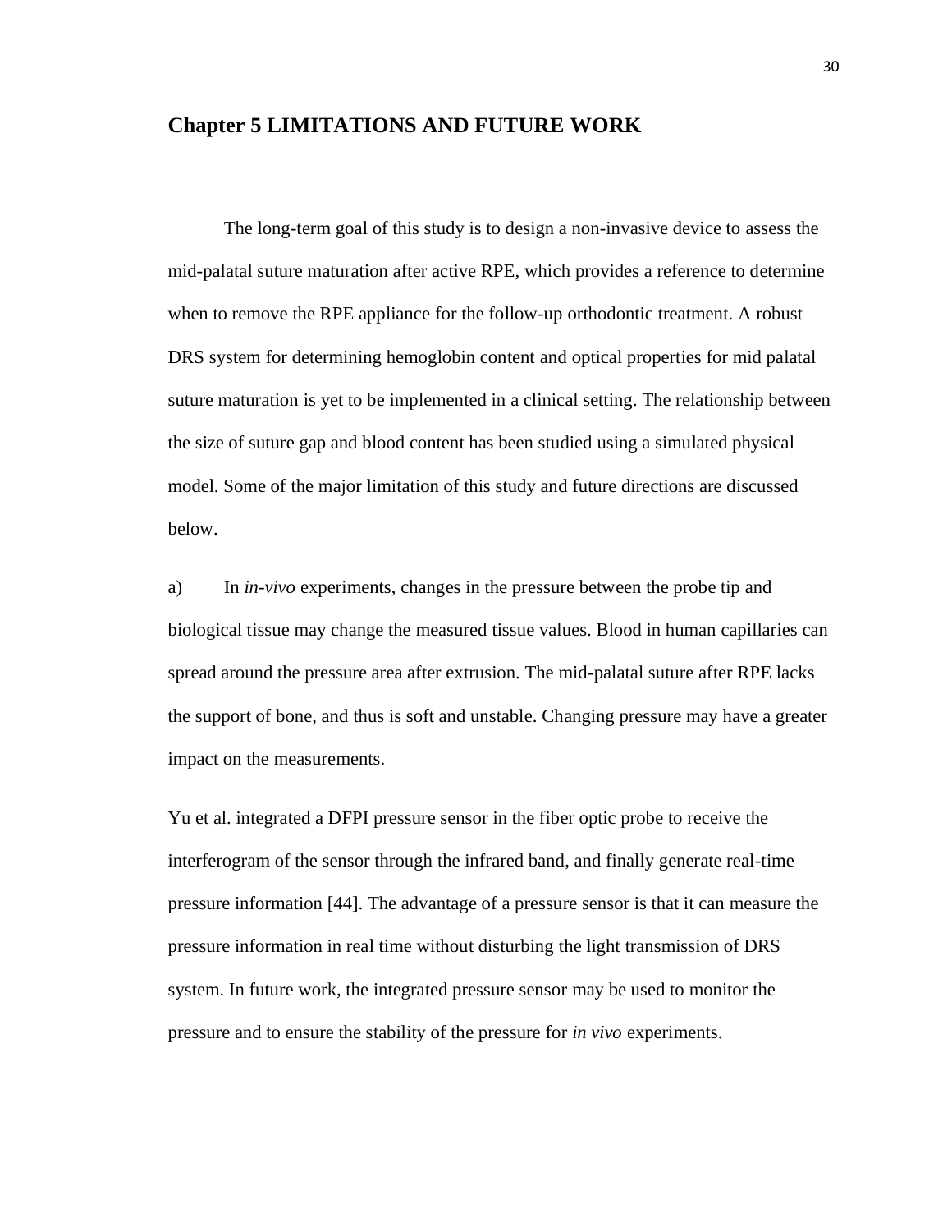# Chapter 5 LIMITATIONS AND FUTURE WORK

The long-term goal of this study is to design a non-invasive device to assess the mid-palatal suture maturation after active RPE, which provides a reference to determine when to remove the RPE appliance for the follow-up orthodontic treatment. A robust DRS system for determining hemoglobin content and optical properties for mid palatal suture maturation is yet to be implemented in a clinical setting. The relationship between the size of suture gap and blood content has been studied using a simulated physical model. Some of the major limitation of this study and future directions are discussed below.

a) In *in-vivo* experiments, changes in the pressure between the probe tip and biological tissue may change the measured tissue values. Blood in human capillaries can spread around the pressure area after extrusion. The mid-palatal suture after RPE lacks the support of bone, and thus is soft and unstable. Changing pressure may have a greater impact on the measurements.

Yu et al. integrated a DFPI pressure sensor in the fiber optic probe to receive the interferogram of the sensor through the infrared band, and finally generate real-time pressure information [44]. The advantage of a pressure sensor is that it can measure the pressure information in real time without disturbing the light transmission of DRS system. In future work, the integrated pressure sensor may be used to monitor the pressure and to ensure the stability of the pressure for *in vivo* experiments.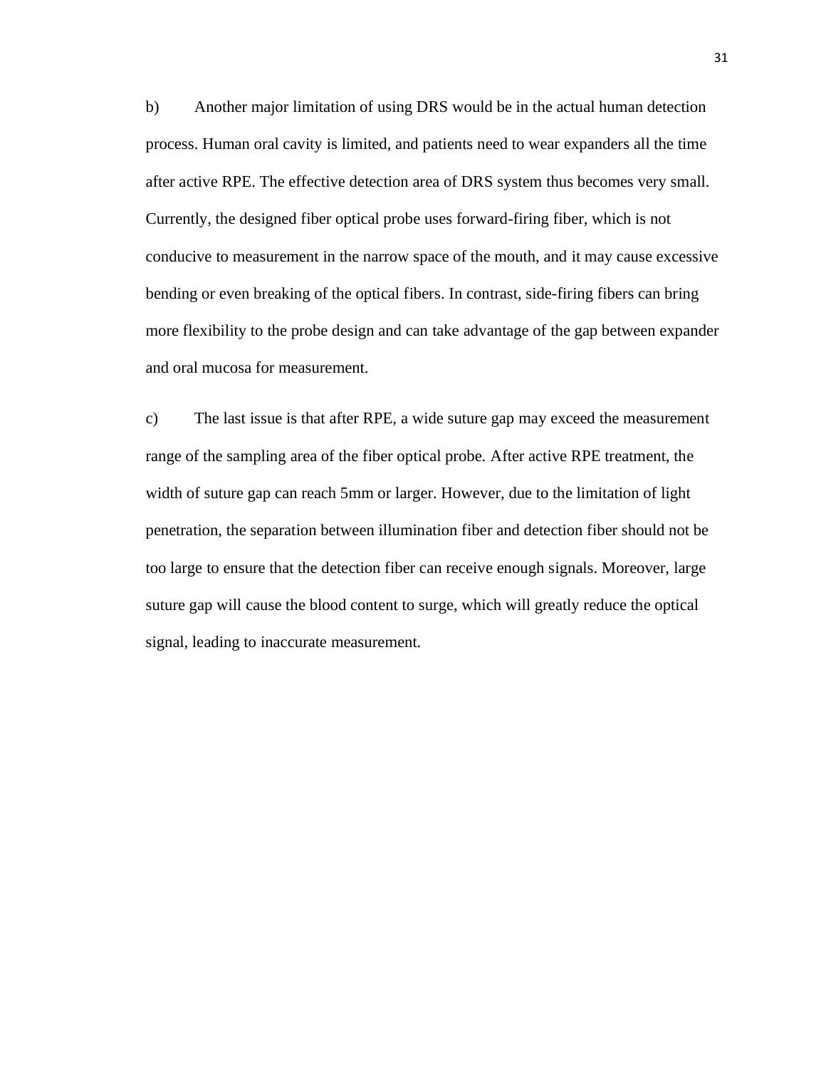b) Another major limitation of using DRS would be in the actual human detection process. Human oral cavity is limited, and patients need to wear expanders all the time after active RPE. The effective detection area of DRS system thus becomes very small. Currently, the designed fiber optical probe uses forward-firing fiber, which is not conducive to measurement in the narrow space of the mouth, and it may cause excessive bending or even breaking of the optical fibers. In contrast, side-firing fibers can bring more flexibility to the probe design and can take advantage of the gap between expander and oral mucosa for measurement.

c) The last issue is that after RPE, a wide suture gap may exceed the measurement range of the sampling area of the fiber optical probe. After active RPE treatment, the width of suture gap can reach 5mm or larger. However, due to the limitation of light penetration, the separation between illumination fiber and detection fiber should not be too large to ensure that the detection fiber can receive enough signals. Moreover, large suture gap will cause the blood content to surge, which will greatly reduce the optical signal, leading to inaccurate measurement.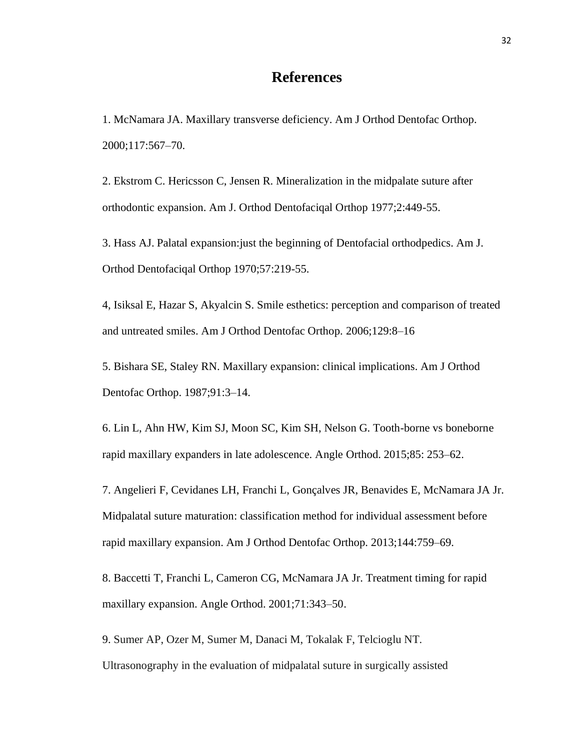# References

1. McNamara JA. Maxillary transverse deficiency. Am J Orthod Dentofac Orthop. 2000;117:567–70.

2. Ekstrom C. Hericsson C, Jensen R. Mineralization in the midpalate suture after orthodontic expansion. Am J. Orthod Dentofaciqal Orthop 1977;2:449-55.

3. Hass AJ. Palatal expansion:just the beginning of Dentofacial orthodpedics. Am J. Orthod Dentofaciqal Orthop 1970;57:219-55.

4, Isiksal E, Hazar S, Akyalcin S. Smile esthetics: perception and comparison of treated and untreated smiles. Am J Orthod Dentofac Orthop. 2006;129:8–16

5. Bishara SE, Staley RN. Maxillary expansion: clinical implications. Am J Orthod Dentofac Orthop. 1987;91:3–14.

6. Lin L, Ahn HW, Kim SJ, Moon SC, Kim SH, Nelson G. Tooth-borne vs boneborne rapid maxillary expanders in late adolescence. Angle Orthod. 2015;85: 253–62.

7. Angelieri F, Cevidanes LH, Franchi L, Gonçalves JR, Benavides E, McNamara JA Jr. Midpalatal suture maturation: classification method for individual assessment before rapid maxillary expansion. Am J Orthod Dentofac Orthop. 2013;144:759–69.

8. Baccetti T, Franchi L, Cameron CG, McNamara JA Jr. Treatment timing for rapid maxillary expansion. Angle Orthod. 2001;71:343–50.

9. Sumer AP, Ozer M, Sumer M, Danaci M, Tokalak F, Telcioglu NT. Ultrasonography in the evaluation of midpalatal suture in surgically assisted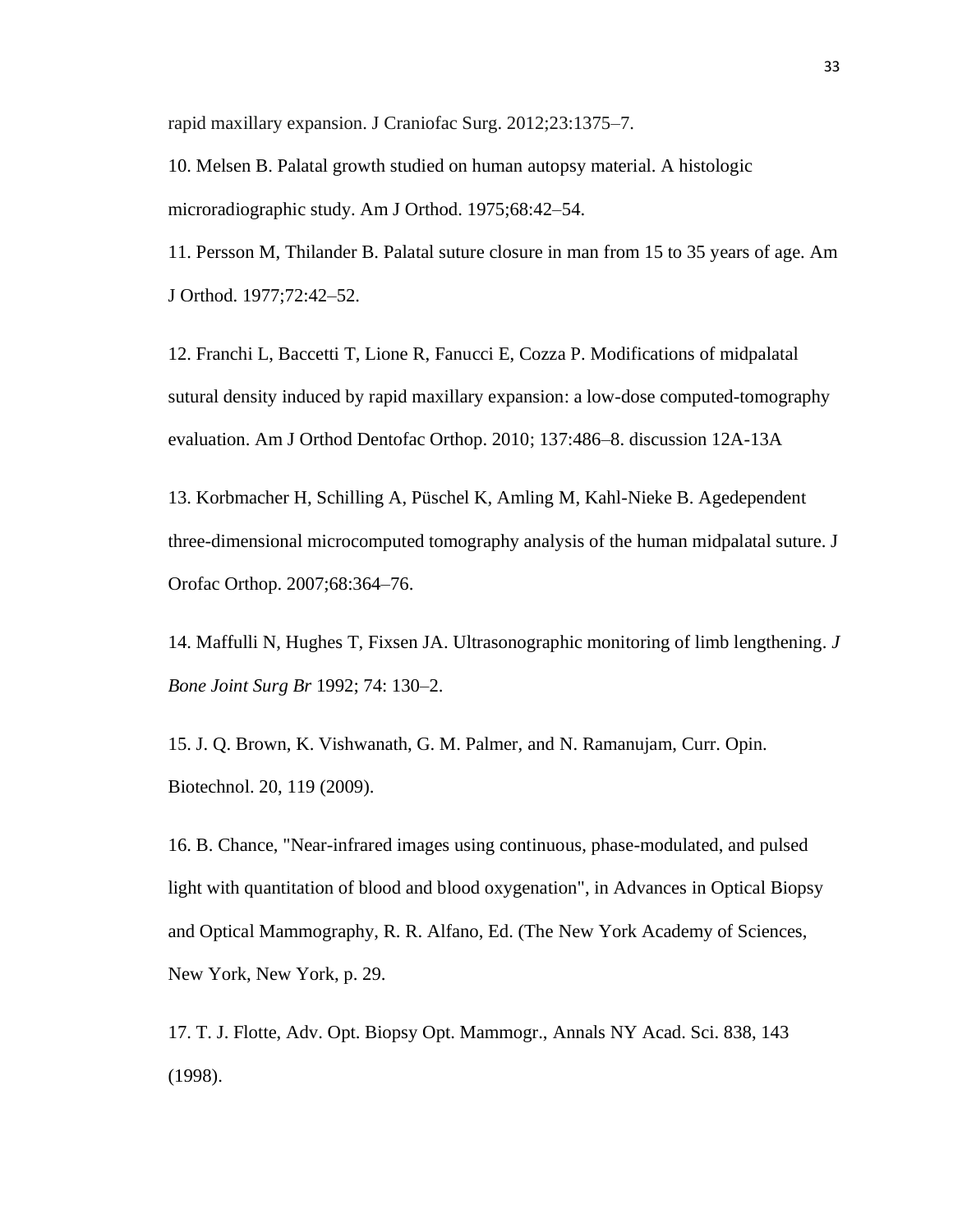rapid maxillary expansion. J Craniofac Surg. 2012;23:1375–7.

10. Melsen B. Palatal growth studied on human autopsy material. A histologic microradiographic study. Am J Orthod. 1975;68:42–54.

11. Persson M, Thilander B. Palatal suture closure in man from 15 to 35 years of age. Am J Orthod. 1977;72:42–52.

12. Franchi L, Baccetti T, Lione R, Fanucci E, Cozza P. Modifications of midpalatal sutural density induced by rapid maxillary expansion: a low-dose computed-tomography evaluation. Am J Orthod Dentofac Orthop. 2010; 137:486–8. discussion 12A-13A

13. Korbmacher H, Schilling A, Püschel K, Amling M, Kahl-Nieke B. Agedependent three-dimensional microcomputed tomography analysis of the human midpalatal suture. J Orofac Orthop. 2007;68:364–76.

14. Maffulli N, Hughes T, Fixsen JA. Ultrasonographic monitoring of limb lengthening. *J Bone Joint Surg Br* 1992; 74: 130–2.

15. J. Q. Brown, K. Vishwanath, G. M. Palmer, and N. Ramanujam, Curr. Opin. Biotechnol. 20, 119 (2009).

16. B. Chance, "Near-infrared images using continuous, phase-modulated, and pulsed light with quantitation of blood and blood oxygenation", in Advances in Optical Biopsy and Optical Mammography, R. R. Alfano, Ed. (The New York Academy of Sciences, New York, New York, p. 29.

17. T. J. Flotte, Adv. Opt. Biopsy Opt. Mammogr., Annals NY Acad. Sci. 838, 143 (1998).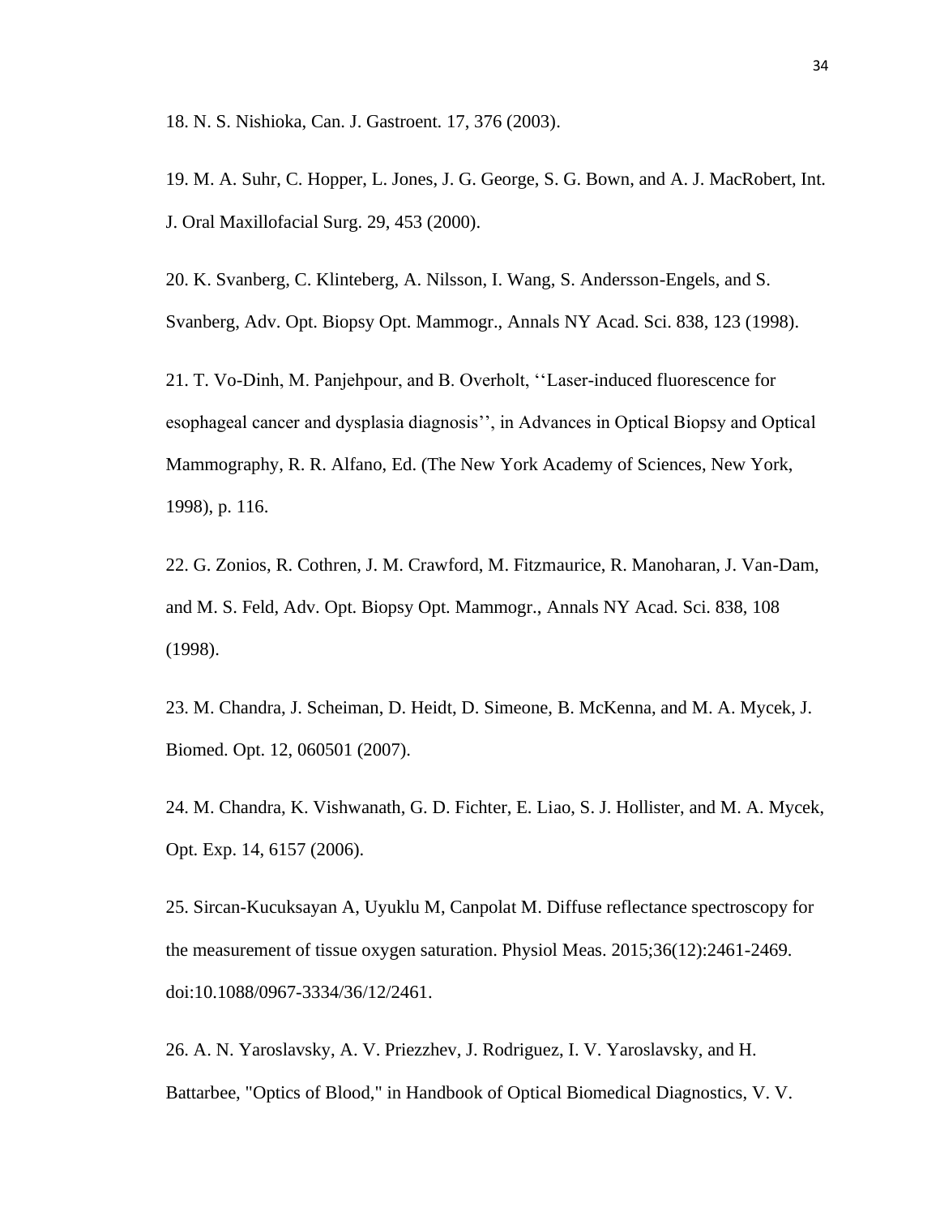18. N. S. Nishioka, Can. J. Gastroent. 17, 376 (2003).

19. M. A. Suhr, C. Hopper, L. Jones, J. G. George, S. G. Bown, and A. J. MacRobert, Int. J. Oral Maxillofacial Surg. 29, 453 (2000).

20. K. Svanberg, C. Klinteberg, A. Nilsson, I. Wang, S. Andersson-Engels, and S. Svanberg, Adv. Opt. Biopsy Opt. Mammogr., Annals NY Acad. Sci. 838, 123 (1998).

21. T. Vo-Dinh, M. Panjehpour, and B. Overholt, ''Laser-induced fluorescence for esophageal cancer and dysplasia diagnosis'', in Advances in Optical Biopsy and Optical Mammography, R. R. Alfano, Ed. (The New York Academy of Sciences, New York, 1998), p. 116.

22. G. Zonios, R. Cothren, J. M. Crawford, M. Fitzmaurice, R. Manoharan, J. Van-Dam, and M. S. Feld, Adv. Opt. Biopsy Opt. Mammogr., Annals NY Acad. Sci. 838, 108 (1998).

23. M. Chandra, J. Scheiman, D. Heidt, D. Simeone, B. McKenna, and M. A. Mycek, J. Biomed. Opt. 12, 060501 (2007).

24. M. Chandra, K. Vishwanath, G. D. Fichter, E. Liao, S. J. Hollister, and M. A. Mycek, Opt. Exp. 14, 6157 (2006).

25. Sircan-Kucuksayan A, Uyuklu M, Canpolat M. Diffuse reflectance spectroscopy for the measurement of tissue oxygen saturation. Physiol Meas. 2015;36(12):2461-2469. doi:10.1088/0967-3334/36/12/2461.

26. A. N. Yaroslavsky, A. V. Priezzhev, J. Rodriguez, I. V. Yaroslavsky, and H. Battarbee, "Optics of Blood," in Handbook of Optical Biomedical Diagnostics, V. V.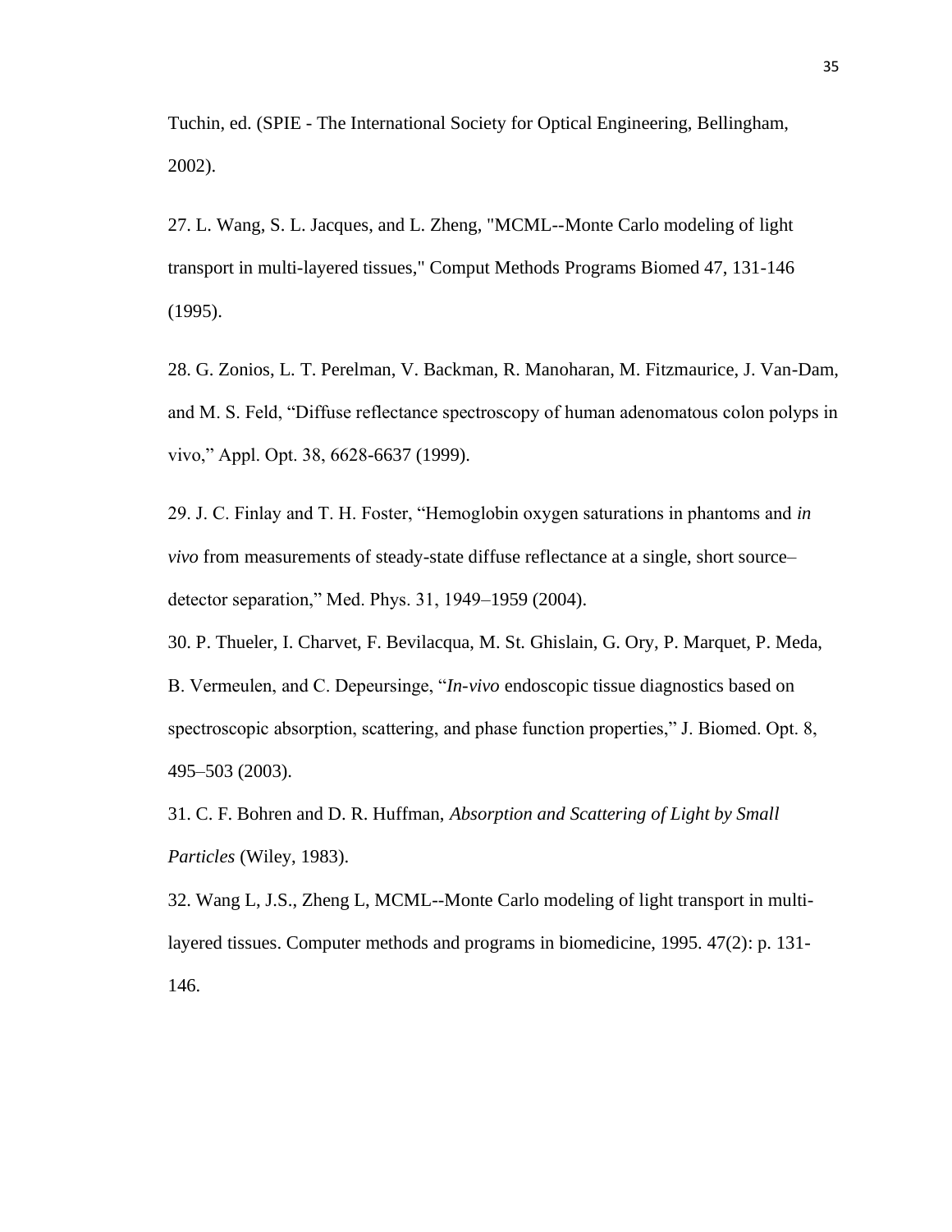Tuchin, ed. (SPIE - The International Society for Optical Engineering, Bellingham, 2002).

27. L. Wang, S. L. Jacques, and L. Zheng, "MCML--Monte Carlo modeling of light transport in multi-layered tissues," Comput Methods Programs Biomed 47, 131-146 (1995).

28. G. Zonios, L. T. Perelman, V. Backman, R. Manoharan, M. Fitzmaurice, J. Van-Dam, and M. S. Feld, "Diffuse reflectance spectroscopy of human adenomatous colon polyps in vivo," Appl. Opt. 38, 6628-6637 (1999).

29. J. C. Finlay and T. H. Foster, "Hemoglobin oxygen saturations in phantoms and *in vivo* from measurements of steady-state diffuse reflectance at a single, short source–detector separation," Med. Phys. 31, 1949–1959 (2004).

30. P. Thueler, I. Charvet, F. Bevilacqua, M. St. Ghislain, G. Ory, P. Marquet, P. Meda, B. Vermeulen, and C. Depeursinge, "*In-vivo* endoscopic tissue diagnostics based on spectroscopic absorption, scattering, and phase function properties," J. Biomed. Opt. 8, 495–503 (2003).

31. C. F. Bohren and D. R. Huffman, *Absorption and Scattering of Light by Small Particles* (Wiley, 1983).

32. Wang L, J.S., Zheng L, MCML--Monte Carlo modeling of light transport in multi-layered tissues. Computer methods and programs in biomedicine, 1995. 47(2): p. 131-146.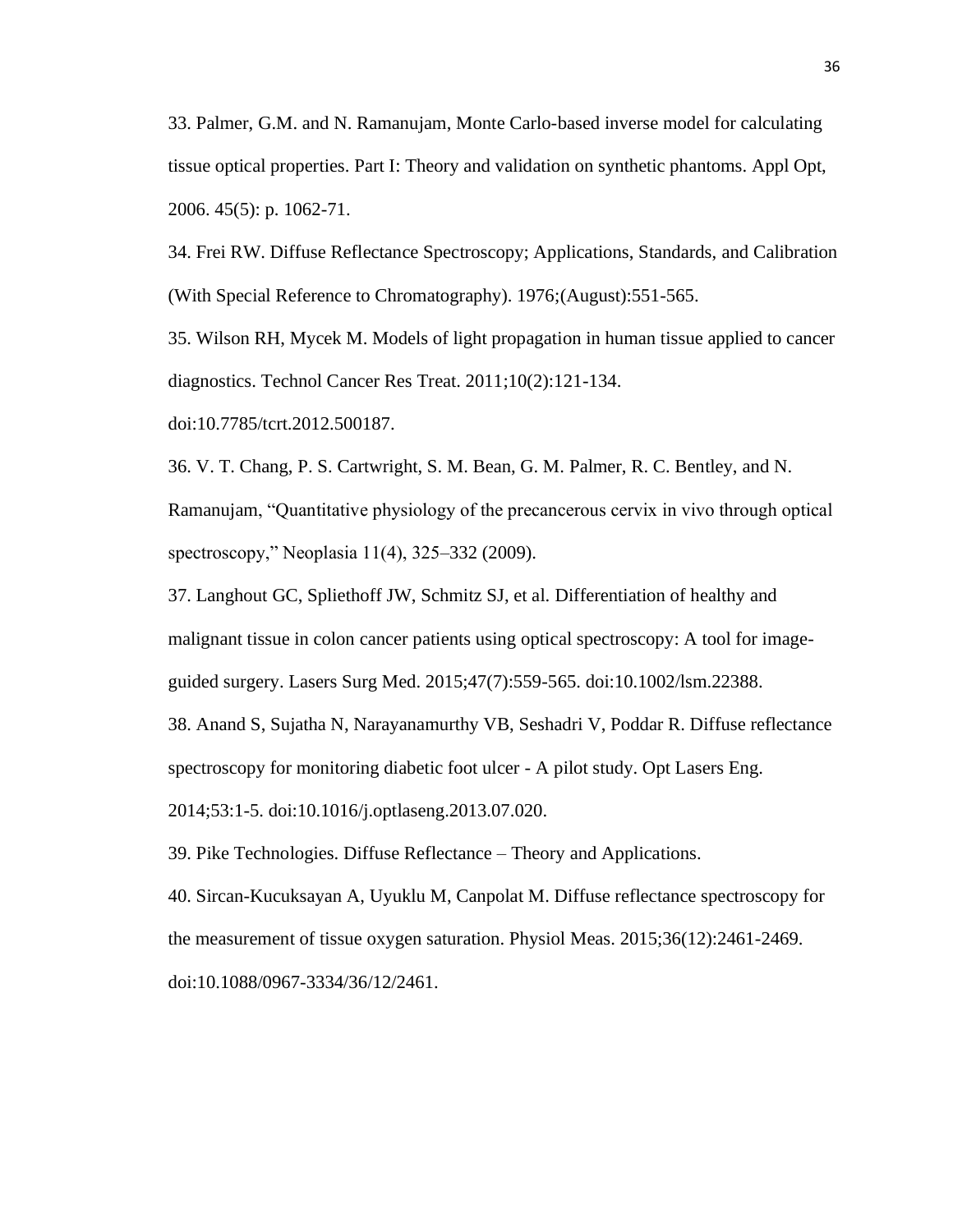33. Palmer, G.M. and N. Ramanujam, Monte Carlo-based inverse model for calculating tissue optical properties. Part I: Theory and validation on synthetic phantoms. Appl Opt, 2006. 45(5): p. 1062-71.

34. Frei RW. Diffuse Reflectance Spectroscopy; Applications, Standards, and Calibration (With Special Reference to Chromatography). 1976;(August):551-565.

35. Wilson RH, Mycek M. Models of light propagation in human tissue applied to cancer diagnostics. Technol Cancer Res Treat. 2011;10(2):121-134. doi:10.7785/tcrt.2012.500187.

36. V. T. Chang, P. S. Cartwright, S. M. Bean, G. M. Palmer, R. C. Bentley, and N. Ramanujam, "Quantitative physiology of the precancerous cervix in vivo through optical spectroscopy," Neoplasia 11(4), 325–332 (2009).

37. Langhout GC, Spliethoff JW, Schmitz SJ, et al. Differentiation of healthy and malignant tissue in colon cancer patients using optical spectroscopy: A tool for image-guided surgery. Lasers Surg Med. 2015;47(7):559-565. doi:10.1002/lsm.22388.

38. Anand S, Sujatha N, Narayanamurthy VB, Seshadri V, Poddar R. Diffuse reflectance spectroscopy for monitoring diabetic foot ulcer - A pilot study. Opt Lasers Eng. 2014;53:1-5. doi:10.1016/j.optlaseng.2013.07.020.

39. Pike Technologies. Diffuse Reflectance – Theory and Applications.

40. Sircan-Kucuksayan A, Uyuklu M, Canpolat M. Diffuse reflectance spectroscopy for the measurement of tissue oxygen saturation. Physiol Meas. 2015;36(12):2461-2469. doi:10.1088/0967-3334/36/12/2461.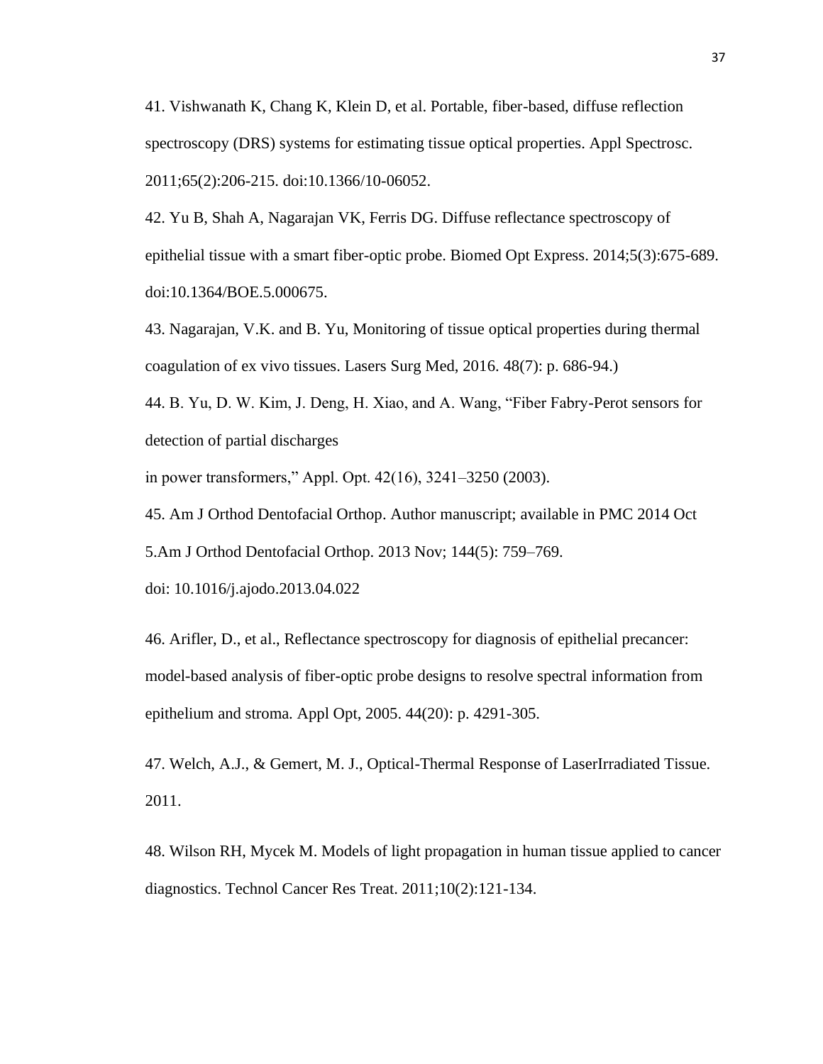41. Vishwanath K, Chang K, Klein D, et al. Portable, fiber-based, diffuse reflection spectroscopy (DRS) systems for estimating tissue optical properties. Appl Spectrosc. 2011;65(2):206-215. doi:10.1366/10-06052.

42. Yu B, Shah A, Nagarajan VK, Ferris DG. Diffuse reflectance spectroscopy of epithelial tissue with a smart fiber-optic probe. Biomed Opt Express. 2014;5(3):675-689. doi:10.1364/BOE.5.000675.

43. Nagarajan, V.K. and B. Yu, Monitoring of tissue optical properties during thermal coagulation of ex vivo tissues. Lasers Surg Med, 2016. 48(7): p. 686-94.)

44. B. Yu, D. W. Kim, J. Deng, H. Xiao, and A. Wang, "Fiber Fabry-Perot sensors for detection of partial discharges
in power transformers," Appl. Opt. 42(16), 3241–3250 (2003).

45. Am J Orthod Dentofacial Orthop. Author manuscript; available in PMC 2014 Oct 5.Am J Orthod Dentofacial Orthop. 2013 Nov; 144(5): 759–769.
doi: 10.1016/j.ajodo.2013.04.022

46. Arifler, D., et al., Reflectance spectroscopy for diagnosis of epithelial precancer: model-based analysis of fiber-optic probe designs to resolve spectral information from epithelium and stroma. Appl Opt, 2005. 44(20): p. 4291-305.

47. Welch, A.J., & Gemert, M. J., Optical-Thermal Response of LaserIrradiated Tissue. 2011.

48. Wilson RH, Mycek M. Models of light propagation in human tissue applied to cancer diagnostics. Technol Cancer Res Treat. 2011;10(2):121-134.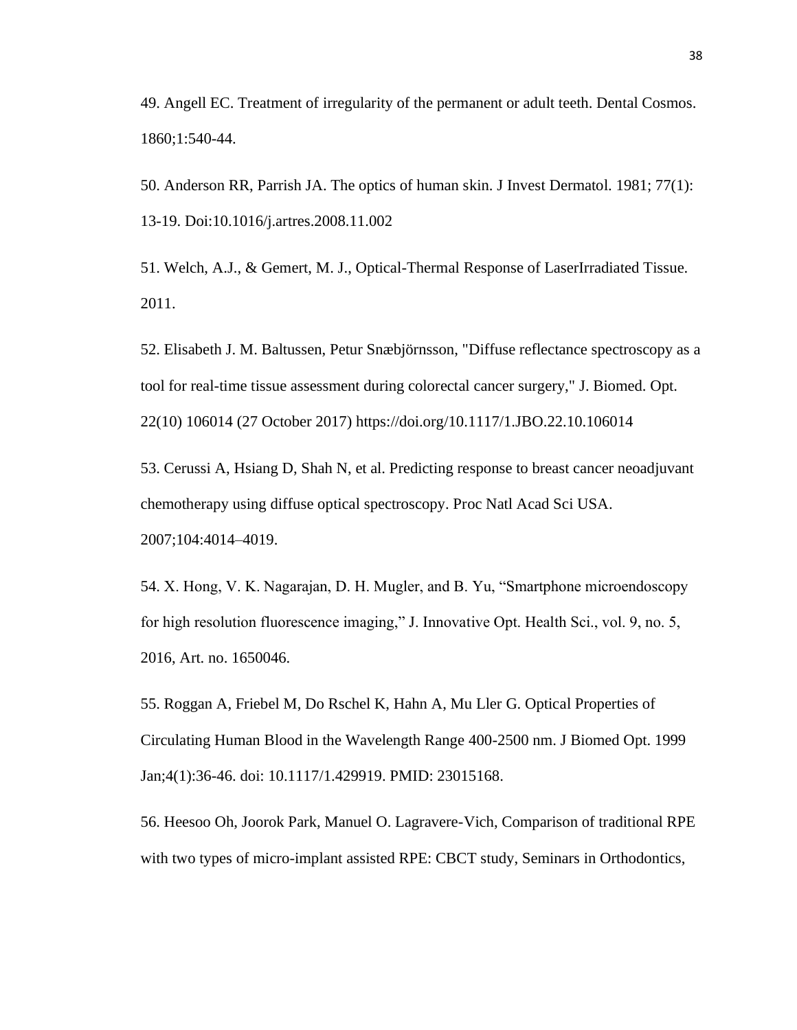49. Angell EC. Treatment of irregularity of the permanent or adult teeth. Dental Cosmos. 1860;1:540-44.

50. Anderson RR, Parrish JA. The optics of human skin. J Invest Dermatol. 1981; 77(1): 13-19. Doi:10.1016/j.artres.2008.11.002

51. Welch, A.J., & Gemert, M. J., Optical-Thermal Response of LaserIrradiated Tissue. 2011.

52. Elisabeth J. M. Baltussen, Petur Snæbjörnsson, "Diffuse reflectance spectroscopy as a tool for real-time tissue assessment during colorectal cancer surgery," J. Biomed. Opt. 22(10) 106014 (27 October 2017) https://doi.org/10.1117/1.JBO.22.10.106014

53. Cerussi A, Hsiang D, Shah N, et al. Predicting response to breast cancer neoadjuvant chemotherapy using diffuse optical spectroscopy. Proc Natl Acad Sci USA. 2007;104:4014–4019.

54. X. Hong, V. K. Nagarajan, D. H. Mugler, and B. Yu, “Smartphone microendoscopy for high resolution fluorescence imaging,” J. Innovative Opt. Health Sci., vol. 9, no. 5, 2016, Art. no. 1650046.

55. Roggan A, Friebel M, Do Rschel K, Hahn A, Mu Ller G. Optical Properties of Circulating Human Blood in the Wavelength Range 400-2500 nm. J Biomed Opt. 1999 Jan;4(1):36-46. doi: 10.1117/1.429919. PMID: 23015168.

56. Heesoo Oh, Joorok Park, Manuel O. Lagravere-Vich, Comparison of traditional RPE with two types of micro-implant assisted RPE: CBCT study, Seminars in Orthodontics,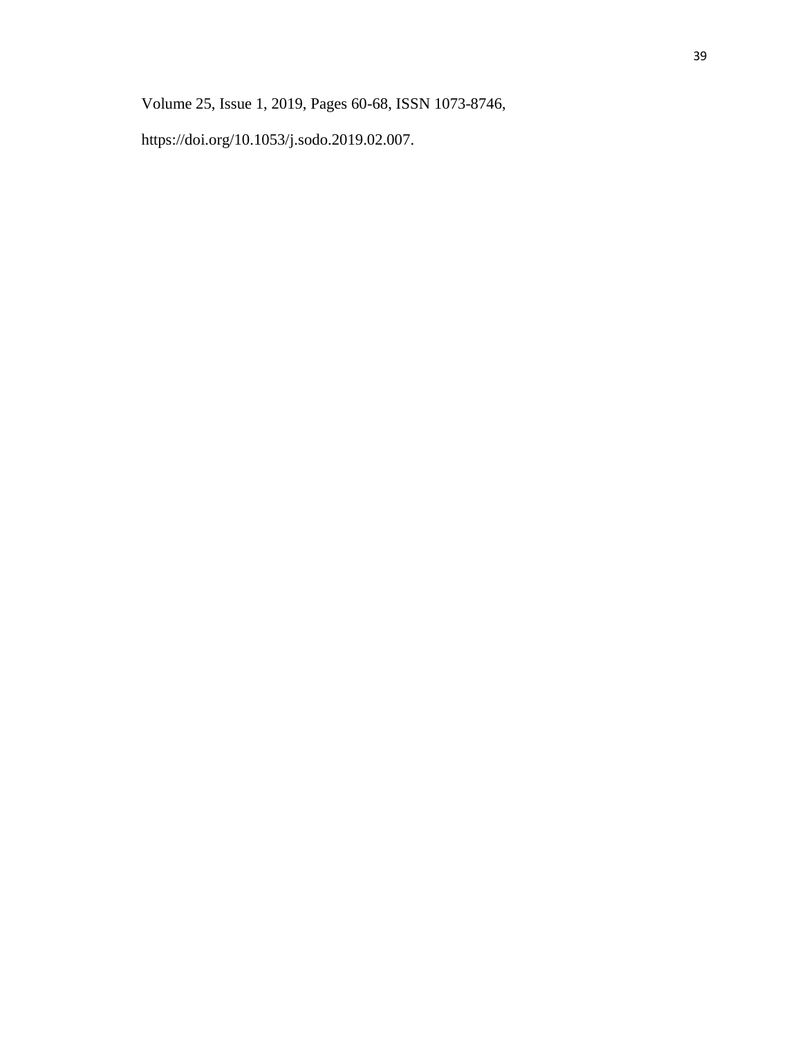Volume 25, Issue 1, 2019, Pages 60-68, ISSN 1073-8746,

https://doi.org/10.1053/j.sodo.2019.02.007.